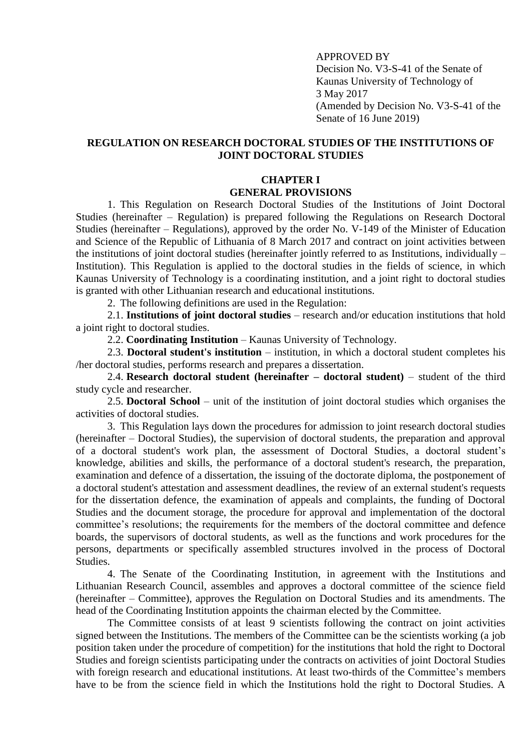APPROVED BY
Decision No. V3-S-41 of the Senate of Kaunas University of Technology of 3 May 2017
(Amended by Decision No. V3-S-41 of the Senate of 16 June 2019)

# REGULATION ON RESEARCH DOCTORAL STUDIES OF THE INSTITUTIONS OF JOINT DOCTORAL STUDIES

## CHAPTER I
## GENERAL PROVISIONS

1. This Regulation on Research Doctoral Studies of the Institutions of Joint Doctoral Studies (hereinafter – Regulation) is prepared following the Regulations on Research Doctoral Studies (hereinafter – Regulations), approved by the order No. V-149 of the Minister of Education and Science of the Republic of Lithuania of 8 March 2017 and contract on joint activities between the institutions of joint doctoral studies (hereinafter jointly referred to as Institutions, individually – Institution). This Regulation is applied to the doctoral studies in the fields of science, in which Kaunas University of Technology is a coordinating institution, and a joint right to doctoral studies is granted with other Lithuanian research and educational institutions.

2. The following definitions are used in the Regulation:

2.1. **Institutions of joint doctoral studies** – research and/or education institutions that hold a joint right to doctoral studies.

2.2. **Coordinating Institution** – Kaunas University of Technology.

2.3. **Doctoral student's institution** – institution, in which a doctoral student completes his /her doctoral studies, performs research and prepares a dissertation.

2.4. **Research doctoral student (hereinafter – doctoral student)** – student of the third study cycle and researcher.

2.5. **Doctoral School** – unit of the institution of joint doctoral studies which organises the activities of doctoral studies.

3. This Regulation lays down the procedures for admission to joint research doctoral studies (hereinafter – Doctoral Studies), the supervision of doctoral students, the preparation and approval of a doctoral student's work plan, the assessment of Doctoral Studies, a doctoral student's knowledge, abilities and skills, the performance of a doctoral student's research, the preparation, examination and defence of a dissertation, the issuing of the doctorate diploma, the postponement of a doctoral student's attestation and assessment deadlines, the review of an external student's requests for the dissertation defence, the examination of appeals and complaints, the funding of Doctoral Studies and the document storage, the procedure for approval and implementation of the doctoral committee's resolutions; the requirements for the members of the doctoral committee and defence boards, the supervisors of doctoral students, as well as the functions and work procedures for the persons, departments or specifically assembled structures involved in the process of Doctoral Studies.

4. The Senate of the Coordinating Institution, in agreement with the Institutions and Lithuanian Research Council, assembles and approves a doctoral committee of the science field (hereinafter – Committee), approves the Regulation on Doctoral Studies and its amendments. The head of the Coordinating Institution appoints the chairman elected by the Committee.

The Committee consists of at least 9 scientists following the contract on joint activities signed between the Institutions. The members of the Committee can be the scientists working (a job position taken under the procedure of competition) for the institutions that hold the right to Doctoral Studies and foreign scientists participating under the contracts on activities of joint Doctoral Studies with foreign research and educational institutions. At least two-thirds of the Committee's members have to be from the science field in which the Institutions hold the right to Doctoral Studies. A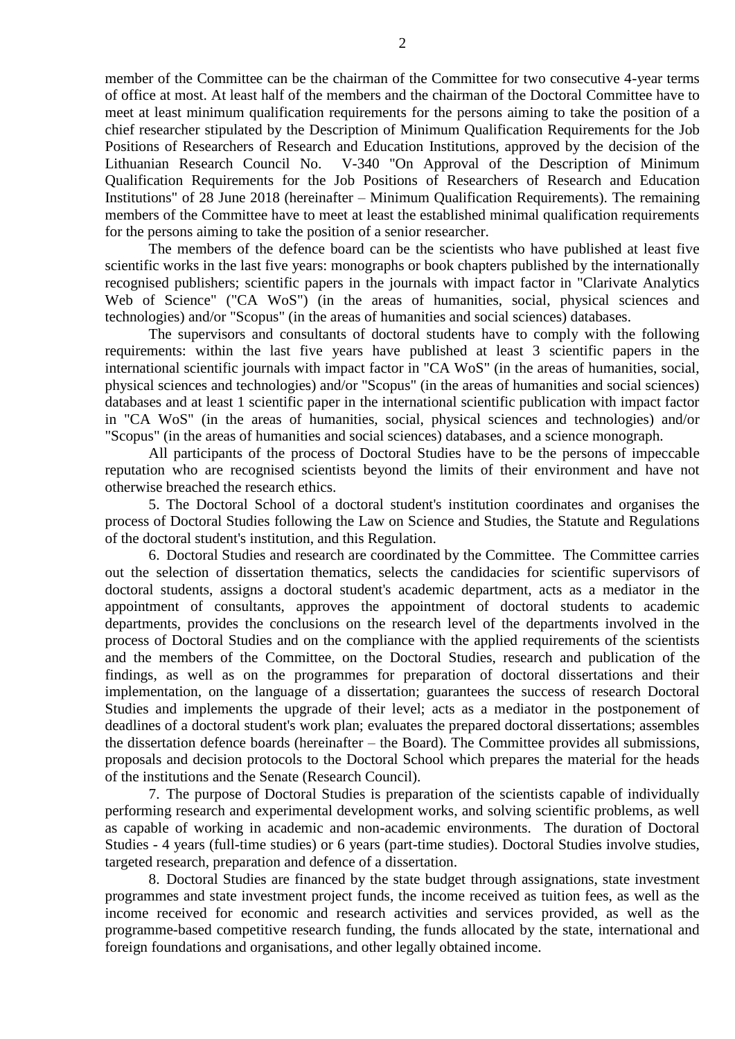member of the Committee can be the chairman of the Committee for two consecutive 4-year terms of office at most. At least half of the members and the chairman of the Doctoral Committee have to meet at least minimum qualification requirements for the persons aiming to take the position of a chief researcher stipulated by the Description of Minimum Qualification Requirements for the Job Positions of Researchers of Research and Education Institutions, approved by the decision of the Lithuanian Research Council No. V-340 "On Approval of the Description of Minimum Qualification Requirements for the Job Positions of Researchers of Research and Education Institutions" of 28 June 2018 (hereinafter – Minimum Qualification Requirements). The remaining members of the Committee have to meet at least the established minimal qualification requirements for the persons aiming to take the position of a senior researcher.

The members of the defence board can be the scientists who have published at least five scientific works in the last five years: monographs or book chapters published by the internationally recognised publishers; scientific papers in the journals with impact factor in "Clarivate Analytics Web of Science" ("CA WoS") (in the areas of humanities, social, physical sciences and technologies) and/or "Scopus" (in the areas of humanities and social sciences) databases.

The supervisors and consultants of doctoral students have to comply with the following requirements: within the last five years have published at least 3 scientific papers in the international scientific journals with impact factor in "CA WoS" (in the areas of humanities, social, physical sciences and technologies) and/or "Scopus" (in the areas of humanities and social sciences) databases and at least 1 scientific paper in the international scientific publication with impact factor in "CA WoS" (in the areas of humanities, social, physical sciences and technologies) and/or "Scopus" (in the areas of humanities and social sciences) databases, and a science monograph.

All participants of the process of Doctoral Studies have to be the persons of impeccable reputation who are recognised scientists beyond the limits of their environment and have not otherwise breached the research ethics.

5. The Doctoral School of a doctoral student's institution coordinates and organises the process of Doctoral Studies following the Law on Science and Studies, the Statute and Regulations of the doctoral student's institution, and this Regulation.

6. Doctoral Studies and research are coordinated by the Committee. The Committee carries out the selection of dissertation thematics, selects the candidacies for scientific supervisors of doctoral students, assigns a doctoral student's academic department, acts as a mediator in the appointment of consultants, approves the appointment of doctoral students to academic departments, provides the conclusions on the research level of the departments involved in the process of Doctoral Studies and on the compliance with the applied requirements of the scientists and the members of the Committee, on the Doctoral Studies, research and publication of the findings, as well as on the programmes for preparation of doctoral dissertations and their implementation, on the language of a dissertation; guarantees the success of research Doctoral Studies and implements the upgrade of their level; acts as a mediator in the postponement of deadlines of a doctoral student's work plan; evaluates the prepared doctoral dissertations; assembles the dissertation defence boards (hereinafter – the Board). The Committee provides all submissions, proposals and decision protocols to the Doctoral School which prepares the material for the heads of the institutions and the Senate (Research Council).

7. The purpose of Doctoral Studies is preparation of the scientists capable of individually performing research and experimental development works, and solving scientific problems, as well as capable of working in academic and non-academic environments. The duration of Doctoral Studies - 4 years (full-time studies) or 6 years (part-time studies). Doctoral Studies involve studies, targeted research, preparation and defence of a dissertation.

8. Doctoral Studies are financed by the state budget through assignations, state investment programmes and state investment project funds, the income received as tuition fees, as well as the income received for economic and research activities and services provided, as well as the programme-based competitive research funding, the funds allocated by the state, international and foreign foundations and organisations, and other legally obtained income.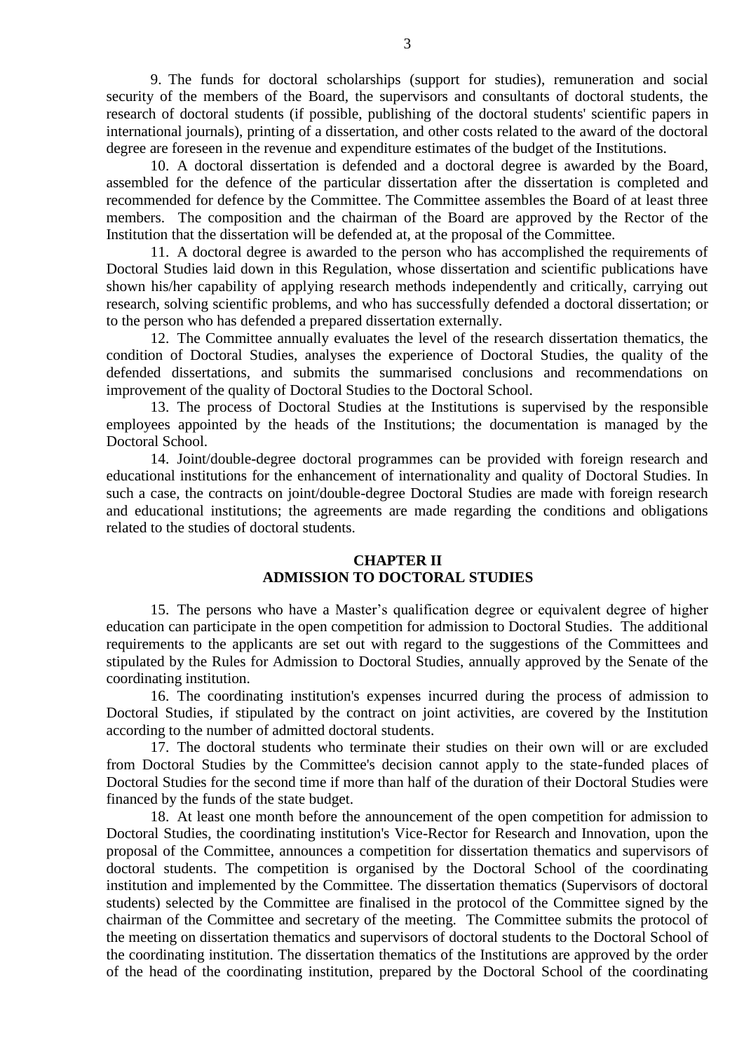9. The funds for doctoral scholarships (support for studies), remuneration and social security of the members of the Board, the supervisors and consultants of doctoral students, the research of doctoral students (if possible, publishing of the doctoral students' scientific papers in international journals), printing of a dissertation, and other costs related to the award of the doctoral degree are foreseen in the revenue and expenditure estimates of the budget of the Institutions.

10. A doctoral dissertation is defended and a doctoral degree is awarded by the Board, assembled for the defence of the particular dissertation after the dissertation is completed and recommended for defence by the Committee. The Committee assembles the Board of at least three members. The composition and the chairman of the Board are approved by the Rector of the Institution that the dissertation will be defended at, at the proposal of the Committee.

11. A doctoral degree is awarded to the person who has accomplished the requirements of Doctoral Studies laid down in this Regulation, whose dissertation and scientific publications have shown his/her capability of applying research methods independently and critically, carrying out research, solving scientific problems, and who has successfully defended a doctoral dissertation; or to the person who has defended a prepared dissertation externally.

12. The Committee annually evaluates the level of the research dissertation thematics, the condition of Doctoral Studies, analyses the experience of Doctoral Studies, the quality of the defended dissertations, and submits the summarised conclusions and recommendations on improvement of the quality of Doctoral Studies to the Doctoral School.

13. The process of Doctoral Studies at the Institutions is supervised by the responsible employees appointed by the heads of the Institutions; the documentation is managed by the Doctoral School.

14. Joint/double-degree doctoral programmes can be provided with foreign research and educational institutions for the enhancement of internationality and quality of Doctoral Studies. In such a case, the contracts on joint/double-degree Doctoral Studies are made with foreign research and educational institutions; the agreements are made regarding the conditions and obligations related to the studies of doctoral students.

## CHAPTER II
## ADMISSION TO DOCTORAL STUDIES

15. The persons who have a Master's qualification degree or equivalent degree of higher education can participate in the open competition for admission to Doctoral Studies. The additional requirements to the applicants are set out with regard to the suggestions of the Committees and stipulated by the Rules for Admission to Doctoral Studies, annually approved by the Senate of the coordinating institution.

16. The coordinating institution's expenses incurred during the process of admission to Doctoral Studies, if stipulated by the contract on joint activities, are covered by the Institution according to the number of admitted doctoral students.

17. The doctoral students who terminate their studies on their own will or are excluded from Doctoral Studies by the Committee's decision cannot apply to the state-funded places of Doctoral Studies for the second time if more than half of the duration of their Doctoral Studies were financed by the funds of the state budget.

18. At least one month before the announcement of the open competition for admission to Doctoral Studies, the coordinating institution's Vice-Rector for Research and Innovation, upon the proposal of the Committee, announces a competition for dissertation thematics and supervisors of doctoral students. The competition is organised by the Doctoral School of the coordinating institution and implemented by the Committee. The dissertation thematics (Supervisors of doctoral students) selected by the Committee are finalised in the protocol of the Committee signed by the chairman of the Committee and secretary of the meeting. The Committee submits the protocol of the meeting on dissertation thematics and supervisors of doctoral students to the Doctoral School of the coordinating institution. The dissertation thematics of the Institutions are approved by the order of the head of the coordinating institution, prepared by the Doctoral School of the coordinating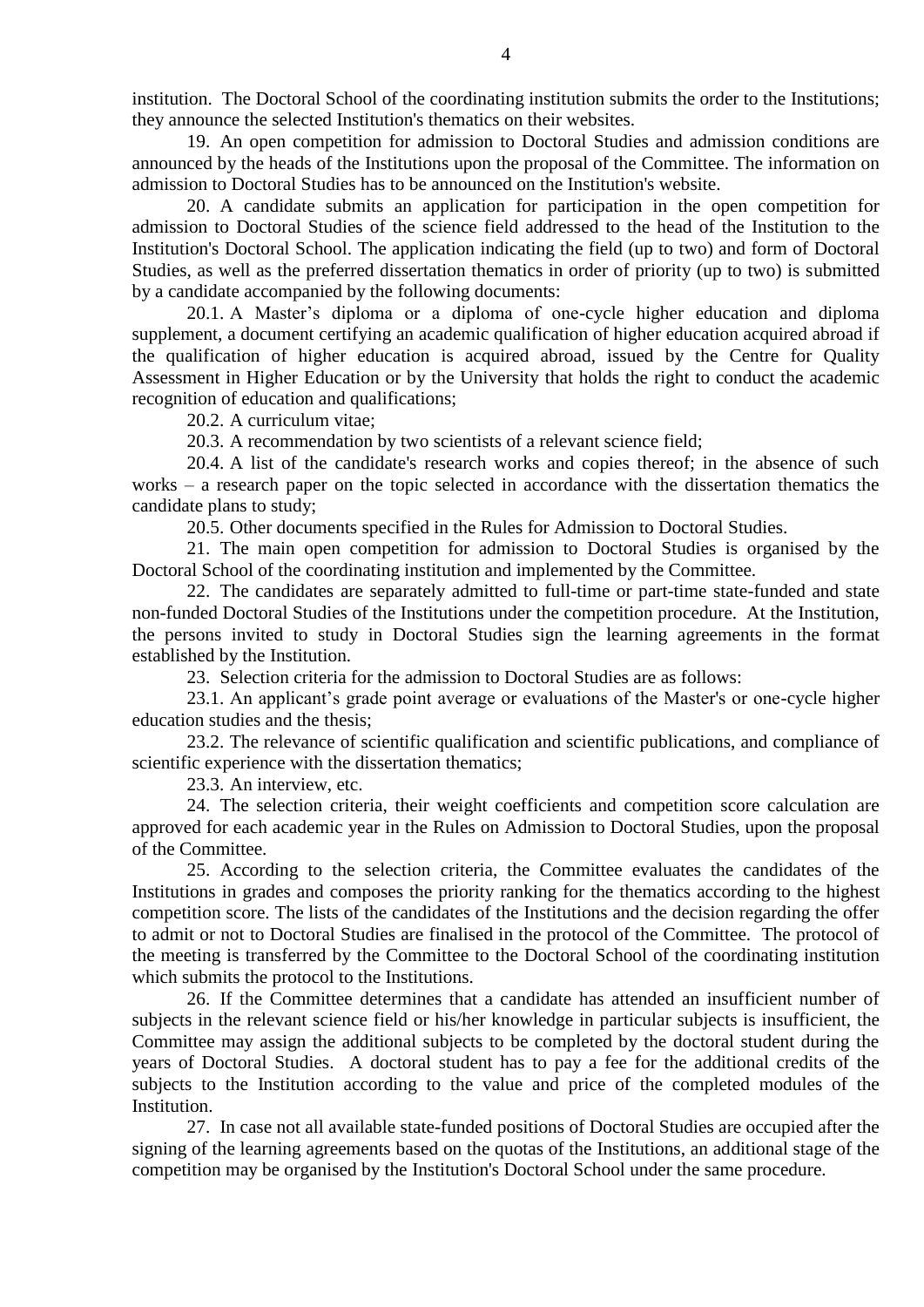institution. The Doctoral School of the coordinating institution submits the order to the Institutions; they announce the selected Institution's thematics on their websites.

19. An open competition for admission to Doctoral Studies and admission conditions are announced by the heads of the Institutions upon the proposal of the Committee. The information on admission to Doctoral Studies has to be announced on the Institution's website.

20. A candidate submits an application for participation in the open competition for admission to Doctoral Studies of the science field addressed to the head of the Institution to the Institution's Doctoral School. The application indicating the field (up to two) and form of Doctoral Studies, as well as the preferred dissertation thematics in order of priority (up to two) is submitted by a candidate accompanied by the following documents:

20.1. A Master's diploma or a diploma of one-cycle higher education and diploma supplement, a document certifying an academic qualification of higher education acquired abroad if the qualification of higher education is acquired abroad, issued by the Centre for Quality Assessment in Higher Education or by the University that holds the right to conduct the academic recognition of education and qualifications;

20.2. A curriculum vitae;

20.3. A recommendation by two scientists of a relevant science field;

20.4. A list of the candidate's research works and copies thereof; in the absence of such works – a research paper on the topic selected in accordance with the dissertation thematics the candidate plans to study;

20.5. Other documents specified in the Rules for Admission to Doctoral Studies.

21. The main open competition for admission to Doctoral Studies is organised by the Doctoral School of the coordinating institution and implemented by the Committee.

22. The candidates are separately admitted to full-time or part-time state-funded and state non-funded Doctoral Studies of the Institutions under the competition procedure. At the Institution, the persons invited to study in Doctoral Studies sign the learning agreements in the format established by the Institution.

23. Selection criteria for the admission to Doctoral Studies are as follows:

23.1. An applicant's grade point average or evaluations of the Master's or one-cycle higher education studies and the thesis;

23.2. The relevance of scientific qualification and scientific publications, and compliance of scientific experience with the dissertation thematics;

23.3. An interview, etc.

24. The selection criteria, their weight coefficients and competition score calculation are approved for each academic year in the Rules on Admission to Doctoral Studies, upon the proposal of the Committee.

25. According to the selection criteria, the Committee evaluates the candidates of the Institutions in grades and composes the priority ranking for the thematics according to the highest competition score. The lists of the candidates of the Institutions and the decision regarding the offer to admit or not to Doctoral Studies are finalised in the protocol of the Committee. The protocol of the meeting is transferred by the Committee to the Doctoral School of the coordinating institution which submits the protocol to the Institutions.

26. If the Committee determines that a candidate has attended an insufficient number of subjects in the relevant science field or his/her knowledge in particular subjects is insufficient, the Committee may assign the additional subjects to be completed by the doctoral student during the years of Doctoral Studies. A doctoral student has to pay a fee for the additional credits of the subjects to the Institution according to the value and price of the completed modules of the Institution.

27. In case not all available state-funded positions of Doctoral Studies are occupied after the signing of the learning agreements based on the quotas of the Institutions, an additional stage of the competition may be organised by the Institution's Doctoral School under the same procedure.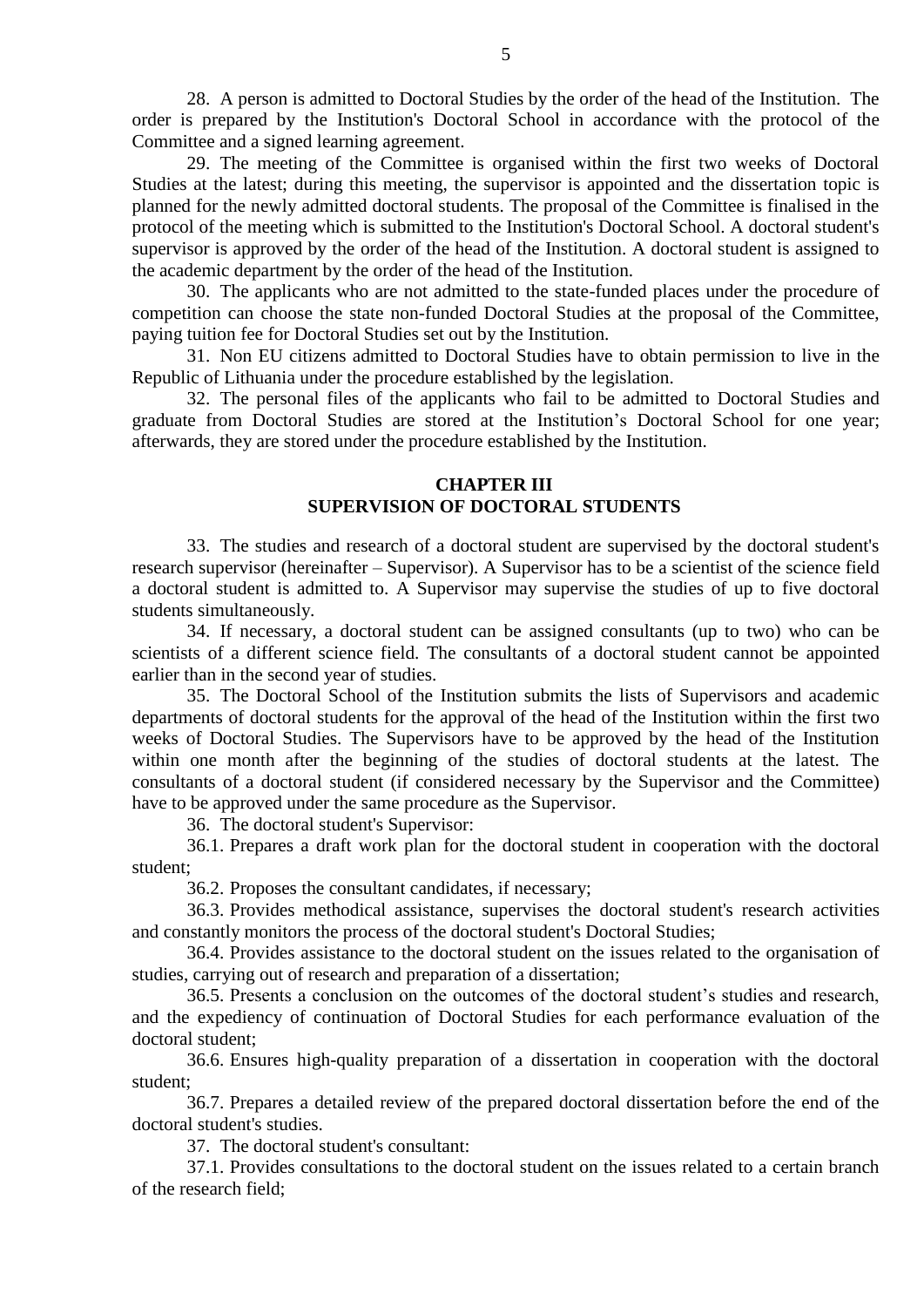28. A person is admitted to Doctoral Studies by the order of the head of the Institution. The order is prepared by the Institution's Doctoral School in accordance with the protocol of the Committee and a signed learning agreement.

29. The meeting of the Committee is organised within the first two weeks of Doctoral Studies at the latest; during this meeting, the supervisor is appointed and the dissertation topic is planned for the newly admitted doctoral students. The proposal of the Committee is finalised in the protocol of the meeting which is submitted to the Institution's Doctoral School. A doctoral student's supervisor is approved by the order of the head of the Institution. A doctoral student is assigned to the academic department by the order of the head of the Institution.

30. The applicants who are not admitted to the state-funded places under the procedure of competition can choose the state non-funded Doctoral Studies at the proposal of the Committee, paying tuition fee for Doctoral Studies set out by the Institution.

31. Non EU citizens admitted to Doctoral Studies have to obtain permission to live in the Republic of Lithuania under the procedure established by the legislation.

32. The personal files of the applicants who fail to be admitted to Doctoral Studies and graduate from Doctoral Studies are stored at the Institution's Doctoral School for one year; afterwards, they are stored under the procedure established by the Institution.

## CHAPTER III
## SUPERVISION OF DOCTORAL STUDENTS

33. The studies and research of a doctoral student are supervised by the doctoral student's research supervisor (hereinafter – Supervisor). A Supervisor has to be a scientist of the science field a doctoral student is admitted to. A Supervisor may supervise the studies of up to five doctoral students simultaneously.

34. If necessary, a doctoral student can be assigned consultants (up to two) who can be scientists of a different science field. The consultants of a doctoral student cannot be appointed earlier than in the second year of studies.

35. The Doctoral School of the Institution submits the lists of Supervisors and academic departments of doctoral students for the approval of the head of the Institution within the first two weeks of Doctoral Studies. The Supervisors have to be approved by the head of the Institution within one month after the beginning of the studies of doctoral students at the latest. The consultants of a doctoral student (if considered necessary by the Supervisor and the Committee) have to be approved under the same procedure as the Supervisor.

36. The doctoral student's Supervisor:

36.1. Prepares a draft work plan for the doctoral student in cooperation with the doctoral student;

36.2. Proposes the consultant candidates, if necessary;

36.3. Provides methodical assistance, supervises the doctoral student's research activities and constantly monitors the process of the doctoral student's Doctoral Studies;

36.4. Provides assistance to the doctoral student on the issues related to the organisation of studies, carrying out of research and preparation of a dissertation;

36.5. Presents a conclusion on the outcomes of the doctoral student's studies and research, and the expediency of continuation of Doctoral Studies for each performance evaluation of the doctoral student;

36.6. Ensures high-quality preparation of a dissertation in cooperation with the doctoral student;

36.7. Prepares a detailed review of the prepared doctoral dissertation before the end of the doctoral student's studies.

37. The doctoral student's consultant:

37.1. Provides consultations to the doctoral student on the issues related to a certain branch of the research field;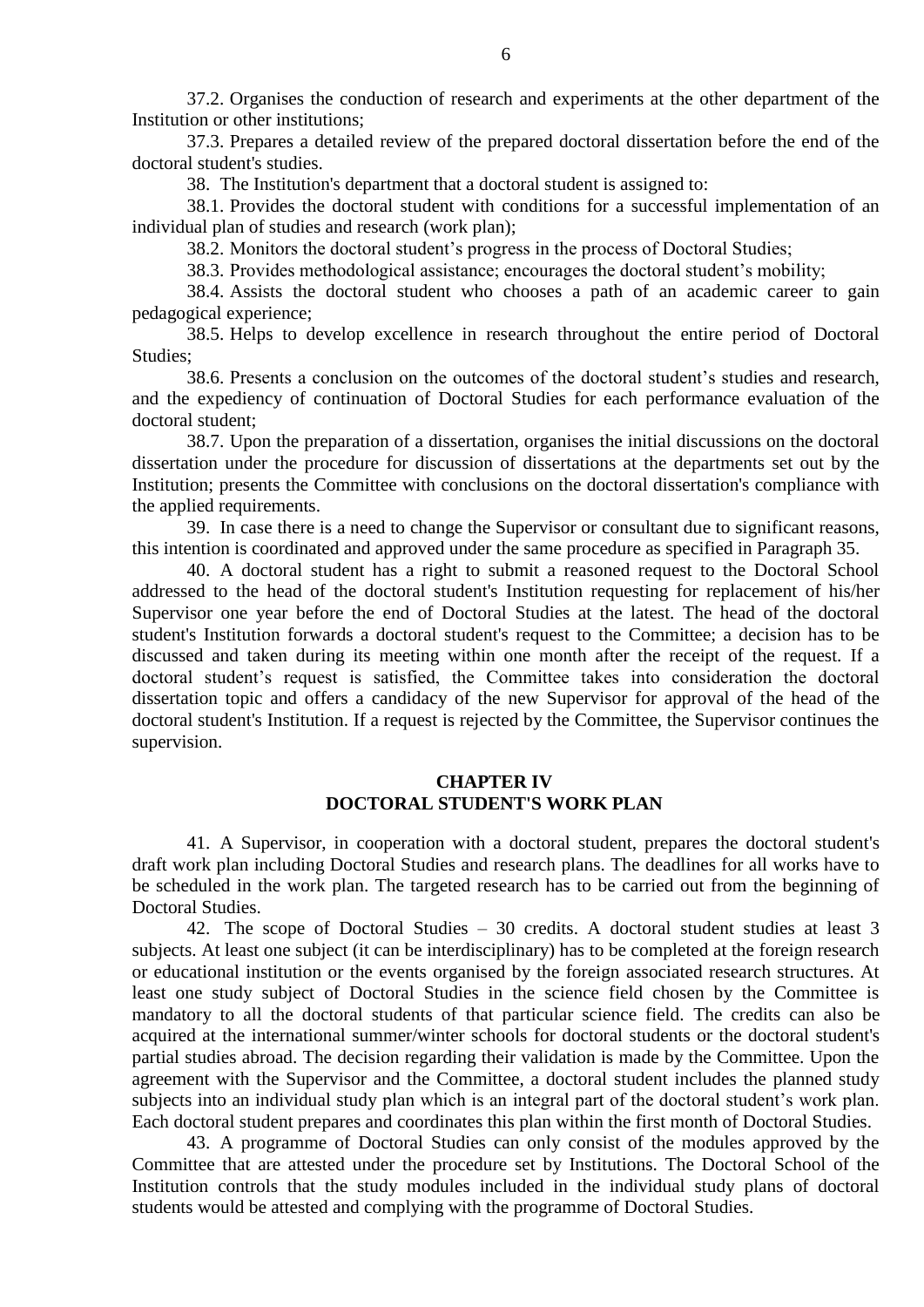37.2. Organises the conduction of research and experiments at the other department of the Institution or other institutions;

37.3. Prepares a detailed review of the prepared doctoral dissertation before the end of the doctoral student's studies.

38. The Institution's department that a doctoral student is assigned to:

38.1. Provides the doctoral student with conditions for a successful implementation of an individual plan of studies and research (work plan);

38.2. Monitors the doctoral student's progress in the process of Doctoral Studies;

38.3. Provides methodological assistance; encourages the doctoral student's mobility;

38.4. Assists the doctoral student who chooses a path of an academic career to gain pedagogical experience;

38.5. Helps to develop excellence in research throughout the entire period of Doctoral Studies;

38.6. Presents a conclusion on the outcomes of the doctoral student's studies and research, and the expediency of continuation of Doctoral Studies for each performance evaluation of the doctoral student;

38.7. Upon the preparation of a dissertation, organises the initial discussions on the doctoral dissertation under the procedure for discussion of dissertations at the departments set out by the Institution; presents the Committee with conclusions on the doctoral dissertation's compliance with the applied requirements.

39. In case there is a need to change the Supervisor or consultant due to significant reasons, this intention is coordinated and approved under the same procedure as specified in Paragraph 35.

40. A doctoral student has a right to submit a reasoned request to the Doctoral School addressed to the head of the doctoral student's Institution requesting for replacement of his/her Supervisor one year before the end of Doctoral Studies at the latest. The head of the doctoral student's Institution forwards a doctoral student's request to the Committee; a decision has to be discussed and taken during its meeting within one month after the receipt of the request. If a doctoral student's request is satisfied, the Committee takes into consideration the doctoral dissertation topic and offers a candidacy of the new Supervisor for approval of the head of the doctoral student's Institution. If a request is rejected by the Committee, the Supervisor continues the supervision.

## CHAPTER IV
## DOCTORAL STUDENT'S WORK PLAN

41. A Supervisor, in cooperation with a doctoral student, prepares the doctoral student's draft work plan including Doctoral Studies and research plans. The deadlines for all works have to be scheduled in the work plan. The targeted research has to be carried out from the beginning of Doctoral Studies.

42. The scope of Doctoral Studies – 30 credits. A doctoral student studies at least 3 subjects. At least one subject (it can be interdisciplinary) has to be completed at the foreign research or educational institution or the events organised by the foreign associated research structures. At least one study subject of Doctoral Studies in the science field chosen by the Committee is mandatory to all the doctoral students of that particular science field. The credits can also be acquired at the international summer/winter schools for doctoral students or the doctoral student's partial studies abroad. The decision regarding their validation is made by the Committee. Upon the agreement with the Supervisor and the Committee, a doctoral student includes the planned study subjects into an individual study plan which is an integral part of the doctoral student's work plan. Each doctoral student prepares and coordinates this plan within the first month of Doctoral Studies.

43. A programme of Doctoral Studies can only consist of the modules approved by the Committee that are attested under the procedure set by Institutions. The Doctoral School of the Institution controls that the study modules included in the individual study plans of doctoral students would be attested and complying with the programme of Doctoral Studies.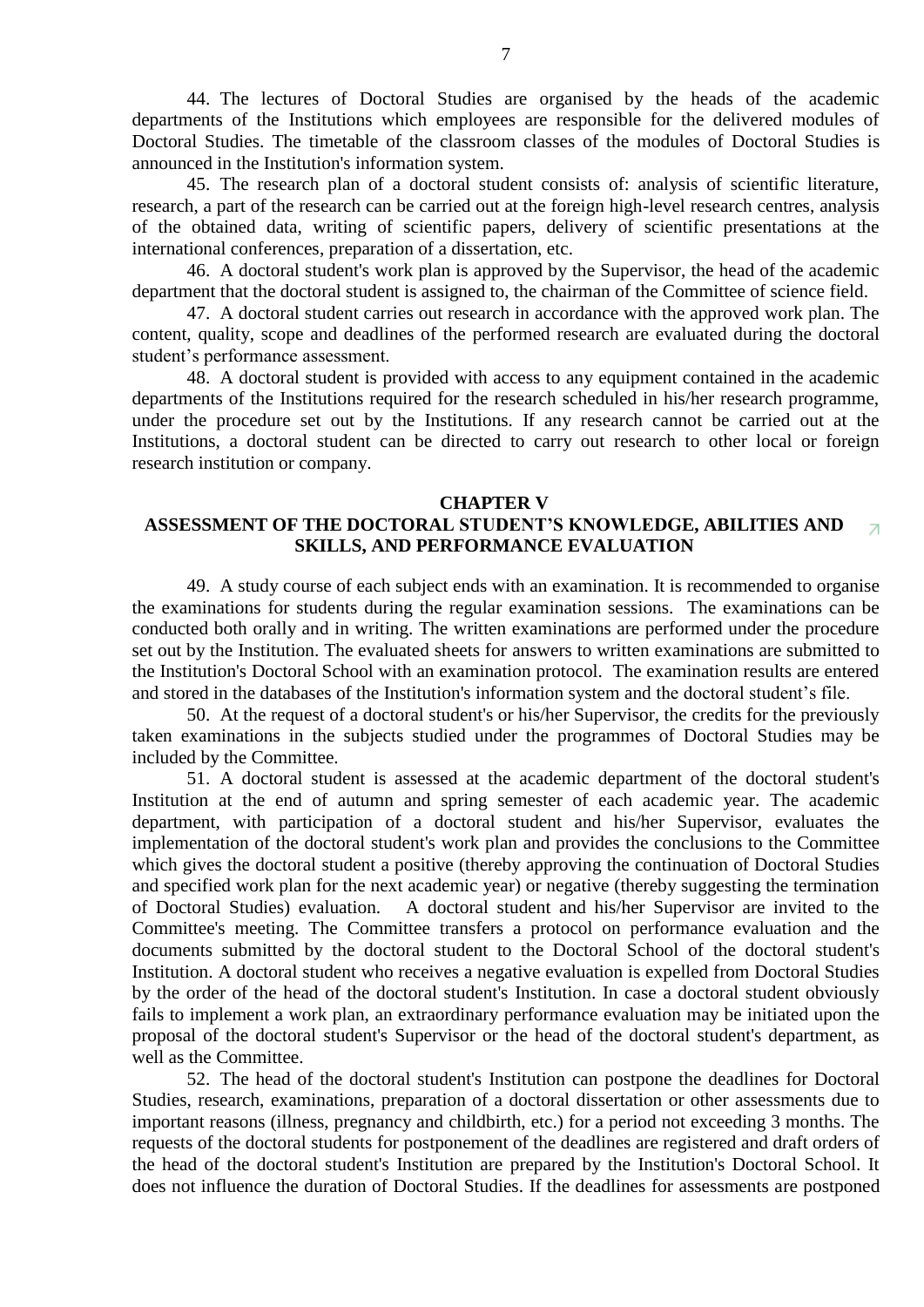44. The lectures of Doctoral Studies are organised by the heads of the academic departments of the Institutions which employees are responsible for the delivered modules of Doctoral Studies. The timetable of the classroom classes of the modules of Doctoral Studies is announced in the Institution's information system.

45. The research plan of a doctoral student consists of: analysis of scientific literature, research, a part of the research can be carried out at the foreign high-level research centres, analysis of the obtained data, writing of scientific papers, delivery of scientific presentations at the international conferences, preparation of a dissertation, etc.

46. A doctoral student's work plan is approved by the Supervisor, the head of the academic department that the doctoral student is assigned to, the chairman of the Committee of science field.

47. A doctoral student carries out research in accordance with the approved work plan. The content, quality, scope and deadlines of the performed research are evaluated during the doctoral student's performance assessment.

48. A doctoral student is provided with access to any equipment contained in the academic departments of the Institutions required for the research scheduled in his/her research programme, under the procedure set out by the Institutions. If any research cannot be carried out at the Institutions, a doctoral student can be directed to carry out research to other local or foreign research institution or company.

## CHAPTER V
## ASSESSMENT OF THE DOCTORAL STUDENT'S KNOWLEDGE, ABILITIES AND SKILLS, AND PERFORMANCE EVALUATION

49. A study course of each subject ends with an examination. It is recommended to organise the examinations for students during the regular examination sessions. The examinations can be conducted both orally and in writing. The written examinations are performed under the procedure set out by the Institution. The evaluated sheets for answers to written examinations are submitted to the Institution's Doctoral School with an examination protocol. The examination results are entered and stored in the databases of the Institution's information system and the doctoral student's file.

50. At the request of a doctoral student's or his/her Supervisor, the credits for the previously taken examinations in the subjects studied under the programmes of Doctoral Studies may be included by the Committee.

51. A doctoral student is assessed at the academic department of the doctoral student's Institution at the end of autumn and spring semester of each academic year. The academic department, with participation of a doctoral student and his/her Supervisor, evaluates the implementation of the doctoral student's work plan and provides the conclusions to the Committee which gives the doctoral student a positive (thereby approving the continuation of Doctoral Studies and specified work plan for the next academic year) or negative (thereby suggesting the termination of Doctoral Studies) evaluation. A doctoral student and his/her Supervisor are invited to the Committee's meeting. The Committee transfers a protocol on performance evaluation and the documents submitted by the doctoral student to the Doctoral School of the doctoral student's Institution. A doctoral student who receives a negative evaluation is expelled from Doctoral Studies by the order of the head of the doctoral student's Institution. In case a doctoral student obviously fails to implement a work plan, an extraordinary performance evaluation may be initiated upon the proposal of the doctoral student's Supervisor or the head of the doctoral student's department, as well as the Committee.

52. The head of the doctoral student's Institution can postpone the deadlines for Doctoral Studies, research, examinations, preparation of a doctoral dissertation or other assessments due to important reasons (illness, pregnancy and childbirth, etc.) for a period not exceeding 3 months. The requests of the doctoral students for postponement of the deadlines are registered and draft orders of the head of the doctoral student's Institution are prepared by the Institution's Doctoral School. It does not influence the duration of Doctoral Studies. If the deadlines for assessments are postponed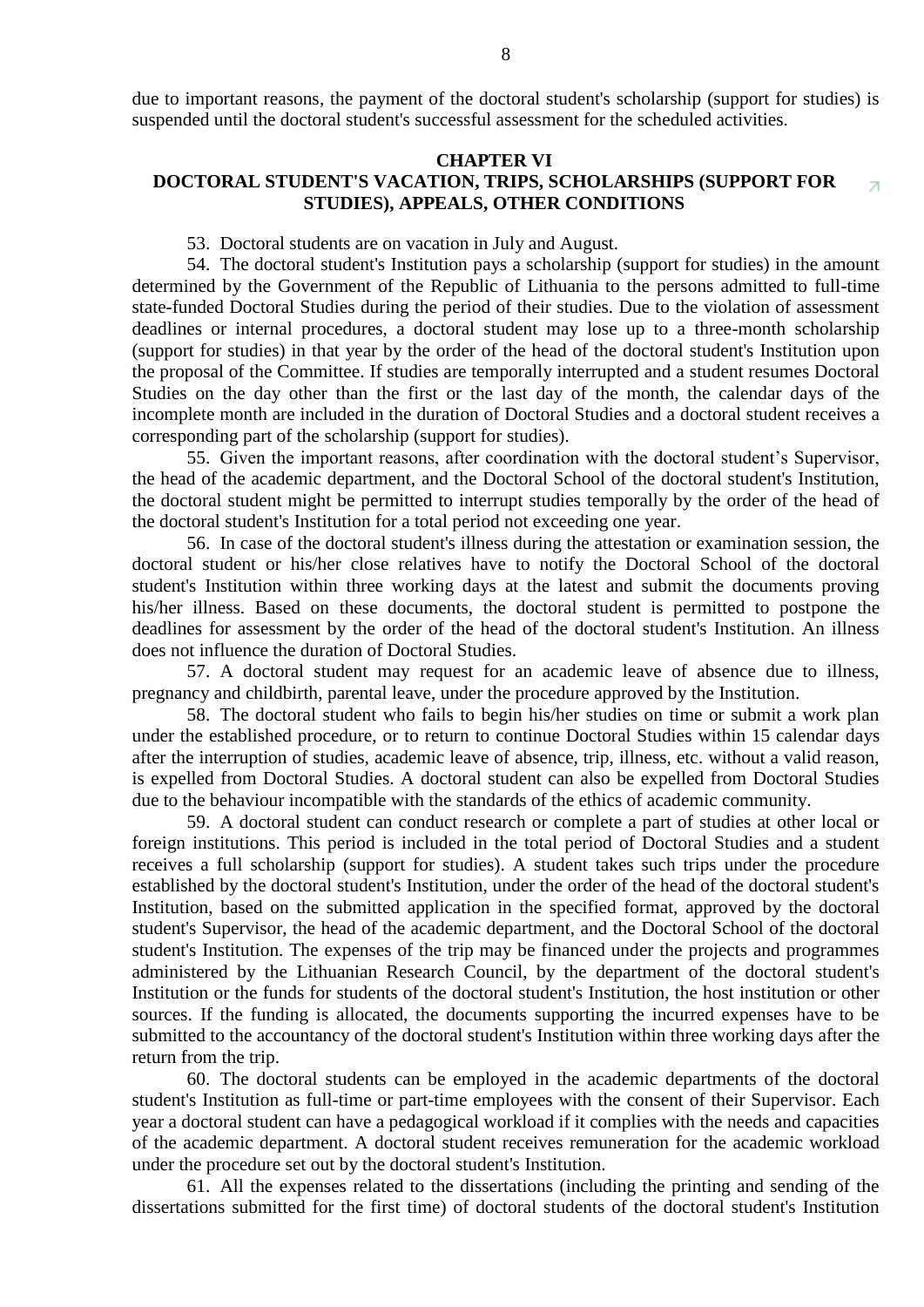due to important reasons, the payment of the doctoral student's scholarship (support for studies) is suspended until the doctoral student's successful assessment for the scheduled activities.

## CHAPTER VI
## DOCTORAL STUDENT'S VACATION, TRIPS, SCHOLARSHIPS (SUPPORT FOR STUDIES), APPEALS, OTHER CONDITIONS

53. Doctoral students are on vacation in July and August.

54. The doctoral student's Institution pays a scholarship (support for studies) in the amount determined by the Government of the Republic of Lithuania to the persons admitted to full-time state-funded Doctoral Studies during the period of their studies. Due to the violation of assessment deadlines or internal procedures, a doctoral student may lose up to a three-month scholarship (support for studies) in that year by the order of the head of the doctoral student's Institution upon the proposal of the Committee. If studies are temporally interrupted and a student resumes Doctoral Studies on the day other than the first or the last day of the month, the calendar days of the incomplete month are included in the duration of Doctoral Studies and a doctoral student receives a corresponding part of the scholarship (support for studies).

55. Given the important reasons, after coordination with the doctoral student's Supervisor, the head of the academic department, and the Doctoral School of the doctoral student's Institution, the doctoral student might be permitted to interrupt studies temporally by the order of the head of the doctoral student's Institution for a total period not exceeding one year.

56. In case of the doctoral student's illness during the attestation or examination session, the doctoral student or his/her close relatives have to notify the Doctoral School of the doctoral student's Institution within three working days at the latest and submit the documents proving his/her illness. Based on these documents, the doctoral student is permitted to postpone the deadlines for assessment by the order of the head of the doctoral student's Institution. An illness does not influence the duration of Doctoral Studies.

57. A doctoral student may request for an academic leave of absence due to illness, pregnancy and childbirth, parental leave, under the procedure approved by the Institution.

58. The doctoral student who fails to begin his/her studies on time or submit a work plan under the established procedure, or to return to continue Doctoral Studies within 15 calendar days after the interruption of studies, academic leave of absence, trip, illness, etc. without a valid reason, is expelled from Doctoral Studies. A doctoral student can also be expelled from Doctoral Studies due to the behaviour incompatible with the standards of the ethics of academic community.

59. A doctoral student can conduct research or complete a part of studies at other local or foreign institutions. This period is included in the total period of Doctoral Studies and a student receives a full scholarship (support for studies). A student takes such trips under the procedure established by the doctoral student's Institution, under the order of the head of the doctoral student's Institution, based on the submitted application in the specified format, approved by the doctoral student's Supervisor, the head of the academic department, and the Doctoral School of the doctoral student's Institution. The expenses of the trip may be financed under the projects and programmes administered by the Lithuanian Research Council, by the department of the doctoral student's Institution or the funds for students of the doctoral student's Institution, the host institution or other sources. If the funding is allocated, the documents supporting the incurred expenses have to be submitted to the accountancy of the doctoral student's Institution within three working days after the return from the trip.

60. The doctoral students can be employed in the academic departments of the doctoral student's Institution as full-time or part-time employees with the consent of their Supervisor. Each year a doctoral student can have a pedagogical workload if it complies with the needs and capacities of the academic department. A doctoral student receives remuneration for the academic workload under the procedure set out by the doctoral student's Institution.

61. All the expenses related to the dissertations (including the printing and sending of the dissertations submitted for the first time) of doctoral students of the doctoral student's Institution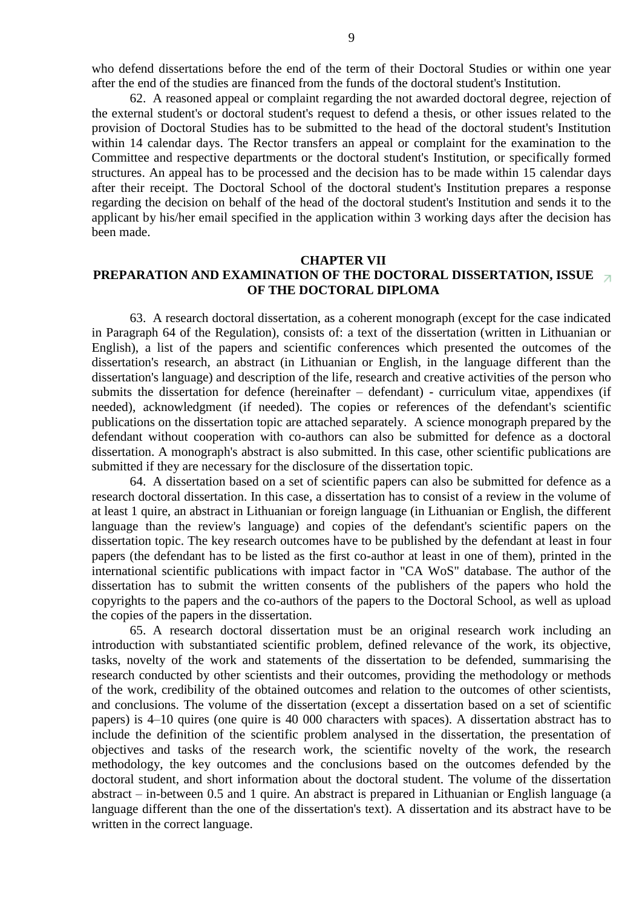who defend dissertations before the end of the term of their Doctoral Studies or within one year after the end of the studies are financed from the funds of the doctoral student's Institution.

62. A reasoned appeal or complaint regarding the not awarded doctoral degree, rejection of the external student's or doctoral student's request to defend a thesis, or other issues related to the provision of Doctoral Studies has to be submitted to the head of the doctoral student's Institution within 14 calendar days. The Rector transfers an appeal or complaint for the examination to the Committee and respective departments or the doctoral student's Institution, or specifically formed structures. An appeal has to be processed and the decision has to be made within 15 calendar days after their receipt. The Doctoral School of the doctoral student's Institution prepares a response regarding the decision on behalf of the head of the doctoral student's Institution and sends it to the applicant by his/her email specified in the application within 3 working days after the decision has been made.

## CHAPTER VII
## PREPARATION AND EXAMINATION OF THE DOCTORAL DISSERTATION, ISSUE OF THE DOCTORAL DIPLOMA

63. A research doctoral dissertation, as a coherent monograph (except for the case indicated in Paragraph 64 of the Regulation), consists of: a text of the dissertation (written in Lithuanian or English), a list of the papers and scientific conferences which presented the outcomes of the dissertation's research, an abstract (in Lithuanian or English, in the language different than the dissertation's language) and description of the life, research and creative activities of the person who submits the dissertation for defence (hereinafter – defendant) - curriculum vitae, appendixes (if needed), acknowledgment (if needed). The copies or references of the defendant's scientific publications on the dissertation topic are attached separately. A science monograph prepared by the defendant without cooperation with co-authors can also be submitted for defence as a doctoral dissertation. A monograph's abstract is also submitted. In this case, other scientific publications are submitted if they are necessary for the disclosure of the dissertation topic.

64. A dissertation based on a set of scientific papers can also be submitted for defence as a research doctoral dissertation. In this case, a dissertation has to consist of a review in the volume of at least 1 quire, an abstract in Lithuanian or foreign language (in Lithuanian or English, the different language than the review's language) and copies of the defendant's scientific papers on the dissertation topic. The key research outcomes have to be published by the defendant at least in four papers (the defendant has to be listed as the first co-author at least in one of them), printed in the international scientific publications with impact factor in "CA WoS" database. The author of the dissertation has to submit the written consents of the publishers of the papers who hold the copyrights to the papers and the co-authors of the papers to the Doctoral School, as well as upload the copies of the papers in the dissertation.

65. A research doctoral dissertation must be an original research work including an introduction with substantiated scientific problem, defined relevance of the work, its objective, tasks, novelty of the work and statements of the dissertation to be defended, summarising the research conducted by other scientists and their outcomes, providing the methodology or methods of the work, credibility of the obtained outcomes and relation to the outcomes of other scientists, and conclusions. The volume of the dissertation (except a dissertation based on a set of scientific papers) is 4–10 quires (one quire is 40 000 characters with spaces). A dissertation abstract has to include the definition of the scientific problem analysed in the dissertation, the presentation of objectives and tasks of the research work, the scientific novelty of the work, the research methodology, the key outcomes and the conclusions based on the outcomes defended by the doctoral student, and short information about the doctoral student. The volume of the dissertation abstract – in-between 0.5 and 1 quire. An abstract is prepared in Lithuanian or English language (a language different than the one of the dissertation's text). A dissertation and its abstract have to be written in the correct language.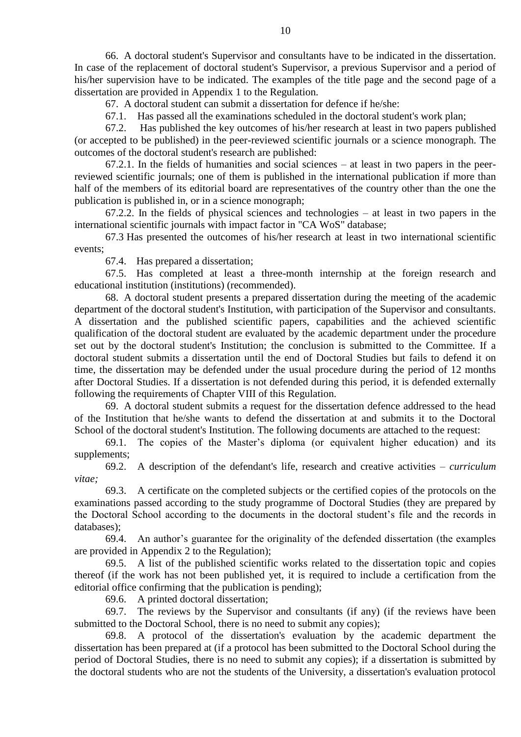66. A doctoral student's Supervisor and consultants have to be indicated in the dissertation. In case of the replacement of doctoral student's Supervisor, a previous Supervisor and a period of his/her supervision have to be indicated. The examples of the title page and the second page of a dissertation are provided in Appendix 1 to the Regulation.

67. A doctoral student can submit a dissertation for defence if he/she:

67.1. Has passed all the examinations scheduled in the doctoral student's work plan;

67.2. Has published the key outcomes of his/her research at least in two papers published (or accepted to be published) in the peer-reviewed scientific journals or a science monograph. The outcomes of the doctoral student's research are published:

67.2.1. In the fields of humanities and social sciences – at least in two papers in the peer-reviewed scientific journals; one of them is published in the international publication if more than half of the members of its editorial board are representatives of the country other than the one the publication is published in, or in a science monograph;

67.2.2. In the fields of physical sciences and technologies – at least in two papers in the international scientific journals with impact factor in "CA WoS" database;

67.3 Has presented the outcomes of his/her research at least in two international scientific events;

67.4. Has prepared a dissertation;

67.5. Has completed at least a three-month internship at the foreign research and educational institution (institutions) (recommended).

68. A doctoral student presents a prepared dissertation during the meeting of the academic department of the doctoral student's Institution, with participation of the Supervisor and consultants. A dissertation and the published scientific papers, capabilities and the achieved scientific qualification of the doctoral student are evaluated by the academic department under the procedure set out by the doctoral student's Institution; the conclusion is submitted to the Committee. If a doctoral student submits a dissertation until the end of Doctoral Studies but fails to defend it on time, the dissertation may be defended under the usual procedure during the period of 12 months after Doctoral Studies. If a dissertation is not defended during this period, it is defended externally following the requirements of Chapter VIII of this Regulation.

69. A doctoral student submits a request for the dissertation defence addressed to the head of the Institution that he/she wants to defend the dissertation at and submits it to the Doctoral School of the doctoral student's Institution. The following documents are attached to the request:

69.1. The copies of the Master's diploma (or equivalent higher education) and its supplements;

69.2. A description of the defendant's life, research and creative activities – *curriculum vitae;*

69.3. A certificate on the completed subjects or the certified copies of the protocols on the examinations passed according to the study programme of Doctoral Studies (they are prepared by the Doctoral School according to the documents in the doctoral student's file and the records in databases);

69.4. An author's guarantee for the originality of the defended dissertation (the examples are provided in Appendix 2 to the Regulation);

69.5. A list of the published scientific works related to the dissertation topic and copies thereof (if the work has not been published yet, it is required to include a certification from the editorial office confirming that the publication is pending);

69.6. A printed doctoral dissertation;

69.7. The reviews by the Supervisor and consultants (if any) (if the reviews have been submitted to the Doctoral School, there is no need to submit any copies);

69.8. A protocol of the dissertation's evaluation by the academic department the dissertation has been prepared at (if a protocol has been submitted to the Doctoral School during the period of Doctoral Studies, there is no need to submit any copies); if a dissertation is submitted by the doctoral students who are not the students of the University, a dissertation's evaluation protocol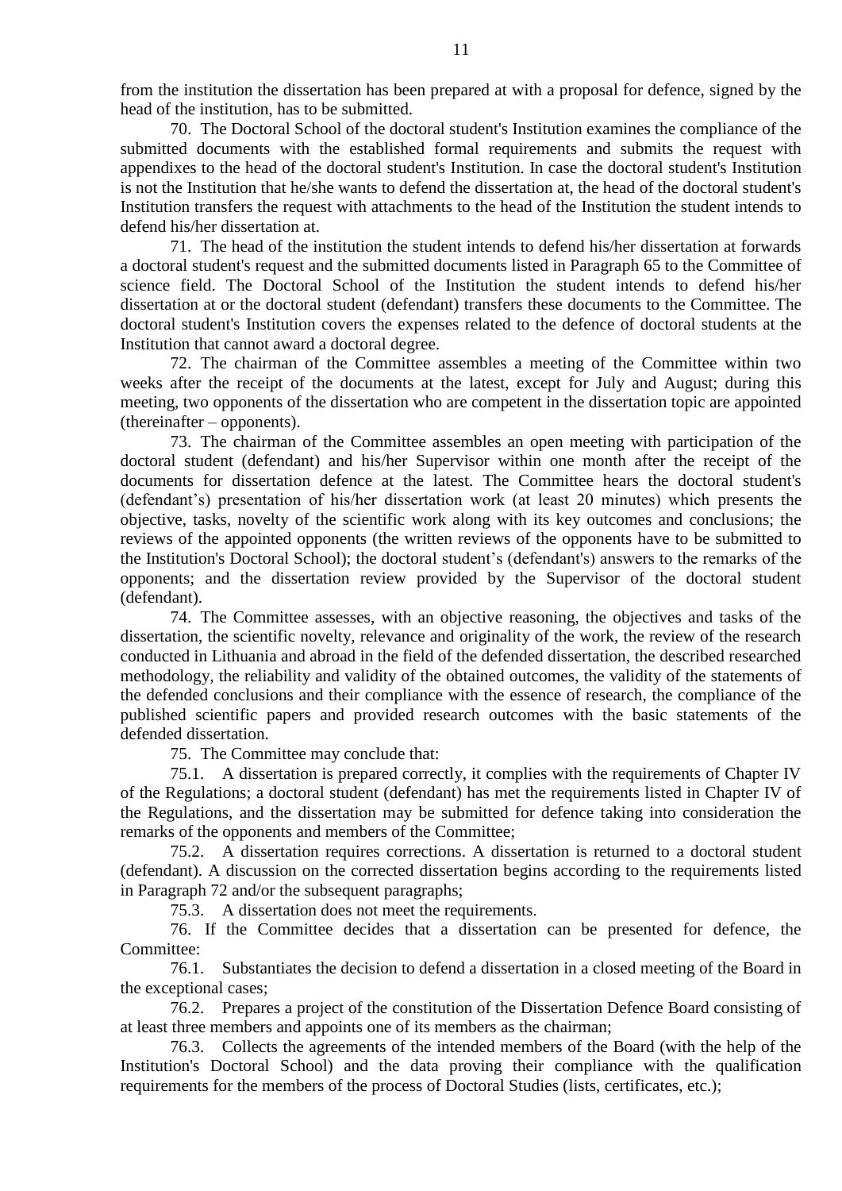from the institution the dissertation has been prepared at with a proposal for defence, signed by the head of the institution, has to be submitted.

70. The Doctoral School of the doctoral student's Institution examines the compliance of the submitted documents with the established formal requirements and submits the request with appendixes to the head of the doctoral student's Institution. In case the doctoral student's Institution is not the Institution that he/she wants to defend the dissertation at, the head of the doctoral student's Institution transfers the request with attachments to the head of the Institution the student intends to defend his/her dissertation at.

71. The head of the institution the student intends to defend his/her dissertation at forwards a doctoral student's request and the submitted documents listed in Paragraph 65 to the Committee of science field. The Doctoral School of the Institution the student intends to defend his/her dissertation at or the doctoral student (defendant) transfers these documents to the Committee. The doctoral student's Institution covers the expenses related to the defence of doctoral students at the Institution that cannot award a doctoral degree.

72. The chairman of the Committee assembles a meeting of the Committee within two weeks after the receipt of the documents at the latest, except for July and August; during this meeting, two opponents of the dissertation who are competent in the dissertation topic are appointed (thereinafter – opponents).

73. The chairman of the Committee assembles an open meeting with participation of the doctoral student (defendant) and his/her Supervisor within one month after the receipt of the documents for dissertation defence at the latest. The Committee hears the doctoral student's (defendant's) presentation of his/her dissertation work (at least 20 minutes) which presents the objective, tasks, novelty of the scientific work along with its key outcomes and conclusions; the reviews of the appointed opponents (the written reviews of the opponents have to be submitted to the Institution's Doctoral School); the doctoral student's (defendant's) answers to the remarks of the opponents; and the dissertation review provided by the Supervisor of the doctoral student (defendant).

74. The Committee assesses, with an objective reasoning, the objectives and tasks of the dissertation, the scientific novelty, relevance and originality of the work, the review of the research conducted in Lithuania and abroad in the field of the defended dissertation, the described researched methodology, the reliability and validity of the obtained outcomes, the validity of the statements of the defended conclusions and their compliance with the essence of research, the compliance of the published scientific papers and provided research outcomes with the basic statements of the defended dissertation.

75. The Committee may conclude that:

75.1. A dissertation is prepared correctly, it complies with the requirements of Chapter IV of the Regulations; a doctoral student (defendant) has met the requirements listed in Chapter IV of the Regulations, and the dissertation may be submitted for defence taking into consideration the remarks of the opponents and members of the Committee;

75.2. A dissertation requires corrections. A dissertation is returned to a doctoral student (defendant). A discussion on the corrected dissertation begins according to the requirements listed in Paragraph 72 and/or the subsequent paragraphs;

75.3. A dissertation does not meet the requirements.

76. If the Committee decides that a dissertation can be presented for defence, the Committee:

76.1. Substantiates the decision to defend a dissertation in a closed meeting of the Board in the exceptional cases;

76.2. Prepares a project of the constitution of the Dissertation Defence Board consisting of at least three members and appoints one of its members as the chairman;

76.3. Collects the agreements of the intended members of the Board (with the help of the Institution's Doctoral School) and the data proving their compliance with the qualification requirements for the members of the process of Doctoral Studies (lists, certificates, etc.);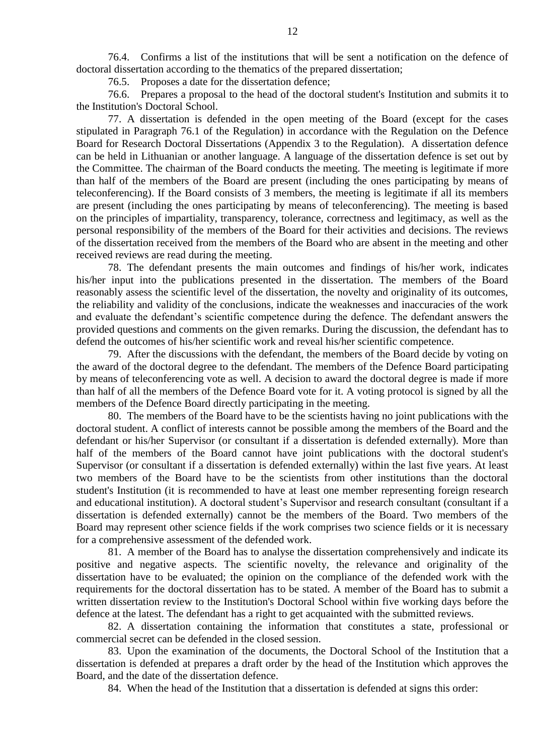76.4. Confirms a list of the institutions that will be sent a notification on the defence of doctoral dissertation according to the thematics of the prepared dissertation;

76.5. Proposes a date for the dissertation defence;

76.6. Prepares a proposal to the head of the doctoral student's Institution and submits it to the Institution's Doctoral School.

77. A dissertation is defended in the open meeting of the Board (except for the cases stipulated in Paragraph 76.1 of the Regulation) in accordance with the Regulation on the Defence Board for Research Doctoral Dissertations (Appendix 3 to the Regulation). A dissertation defence can be held in Lithuanian or another language. A language of the dissertation defence is set out by the Committee. The chairman of the Board conducts the meeting. The meeting is legitimate if more than half of the members of the Board are present (including the ones participating by means of teleconferencing). If the Board consists of 3 members, the meeting is legitimate if all its members are present (including the ones participating by means of teleconferencing). The meeting is based on the principles of impartiality, transparency, tolerance, correctness and legitimacy, as well as the personal responsibility of the members of the Board for their activities and decisions. The reviews of the dissertation received from the members of the Board who are absent in the meeting and other received reviews are read during the meeting.

78. The defendant presents the main outcomes and findings of his/her work, indicates his/her input into the publications presented in the dissertation. The members of the Board reasonably assess the scientific level of the dissertation, the novelty and originality of its outcomes, the reliability and validity of the conclusions, indicate the weaknesses and inaccuracies of the work and evaluate the defendant's scientific competence during the defence. The defendant answers the provided questions and comments on the given remarks. During the discussion, the defendant has to defend the outcomes of his/her scientific work and reveal his/her scientific competence.

79. After the discussions with the defendant, the members of the Board decide by voting on the award of the doctoral degree to the defendant. The members of the Defence Board participating by means of teleconferencing vote as well. A decision to award the doctoral degree is made if more than half of all the members of the Defence Board vote for it. A voting protocol is signed by all the members of the Defence Board directly participating in the meeting.

80. The members of the Board have to be the scientists having no joint publications with the doctoral student. A conflict of interests cannot be possible among the members of the Board and the defendant or his/her Supervisor (or consultant if a dissertation is defended externally). More than half of the members of the Board cannot have joint publications with the doctoral student's Supervisor (or consultant if a dissertation is defended externally) within the last five years. At least two members of the Board have to be the scientists from other institutions than the doctoral student's Institution (it is recommended to have at least one member representing foreign research and educational institution). A doctoral student's Supervisor and research consultant (consultant if a dissertation is defended externally) cannot be the members of the Board. Two members of the Board may represent other science fields if the work comprises two science fields or it is necessary for a comprehensive assessment of the defended work.

81. A member of the Board has to analyse the dissertation comprehensively and indicate its positive and negative aspects. The scientific novelty, the relevance and originality of the dissertation have to be evaluated; the opinion on the compliance of the defended work with the requirements for the doctoral dissertation has to be stated. A member of the Board has to submit a written dissertation review to the Institution's Doctoral School within five working days before the defence at the latest. The defendant has a right to get acquainted with the submitted reviews.

82. A dissertation containing the information that constitutes a state, professional or commercial secret can be defended in the closed session.

83. Upon the examination of the documents, the Doctoral School of the Institution that a dissertation is defended at prepares a draft order by the head of the Institution which approves the Board, and the date of the dissertation defence.

84. When the head of the Institution that a dissertation is defended at signs this order: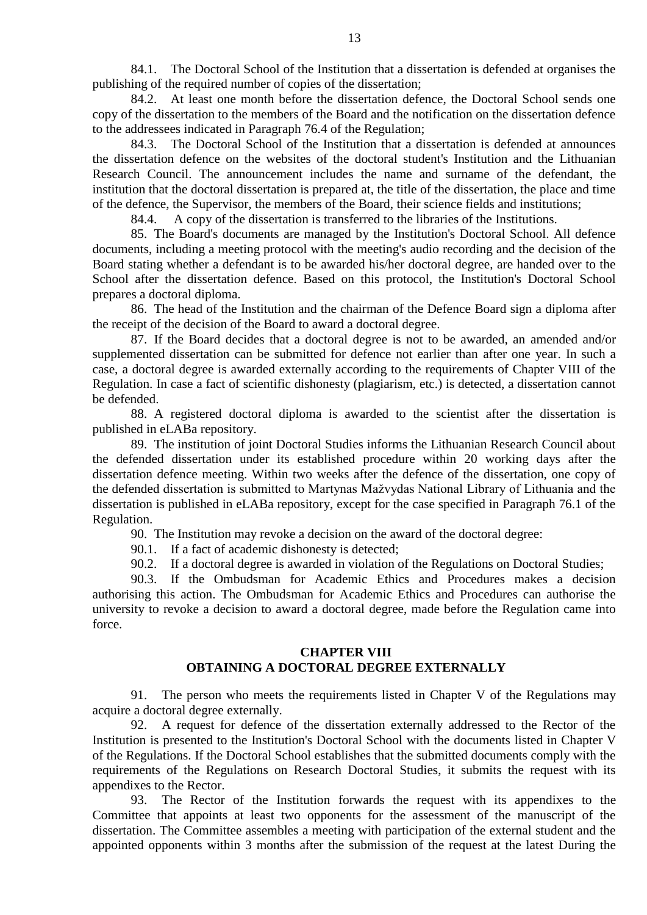84.1. The Doctoral School of the Institution that a dissertation is defended at organises the publishing of the required number of copies of the dissertation;

84.2. At least one month before the dissertation defence, the Doctoral School sends one copy of the dissertation to the members of the Board and the notification on the dissertation defence to the addressees indicated in Paragraph 76.4 of the Regulation;

84.3. The Doctoral School of the Institution that a dissertation is defended at announces the dissertation defence on the websites of the doctoral student's Institution and the Lithuanian Research Council. The announcement includes the name and surname of the defendant, the institution that the doctoral dissertation is prepared at, the title of the dissertation, the place and time of the defence, the Supervisor, the members of the Board, their science fields and institutions;

84.4. A copy of the dissertation is transferred to the libraries of the Institutions.

85. The Board's documents are managed by the Institution's Doctoral School. All defence documents, including a meeting protocol with the meeting's audio recording and the decision of the Board stating whether a defendant is to be awarded his/her doctoral degree, are handed over to the School after the dissertation defence. Based on this protocol, the Institution's Doctoral School prepares a doctoral diploma.

86. The head of the Institution and the chairman of the Defence Board sign a diploma after the receipt of the decision of the Board to award a doctoral degree.

87. If the Board decides that a doctoral degree is not to be awarded, an amended and/or supplemented dissertation can be submitted for defence not earlier than after one year. In such a case, a doctoral degree is awarded externally according to the requirements of Chapter VIII of the Regulation. In case a fact of scientific dishonesty (plagiarism, etc.) is detected, a dissertation cannot be defended.

88. A registered doctoral diploma is awarded to the scientist after the dissertation is published in eLABa repository.

89. The institution of joint Doctoral Studies informs the Lithuanian Research Council about the defended dissertation under its established procedure within 20 working days after the dissertation defence meeting. Within two weeks after the defence of the dissertation, one copy of the defended dissertation is submitted to Martynas Mažvydas National Library of Lithuania and the dissertation is published in eLABa repository, except for the case specified in Paragraph 76.1 of the Regulation.

90. The Institution may revoke a decision on the award of the doctoral degree:

90.1. If a fact of academic dishonesty is detected;

90.2. If a doctoral degree is awarded in violation of the Regulations on Doctoral Studies;

90.3. If the Ombudsman for Academic Ethics and Procedures makes a decision authorising this action. The Ombudsman for Academic Ethics and Procedures can authorise the university to revoke a decision to award a doctoral degree, made before the Regulation came into force.

## CHAPTER VIII
## OBTAINING A DOCTORAL DEGREE EXTERNALLY

91. The person who meets the requirements listed in Chapter V of the Regulations may acquire a doctoral degree externally.

92. A request for defence of the dissertation externally addressed to the Rector of the Institution is presented to the Institution's Doctoral School with the documents listed in Chapter V of the Regulations. If the Doctoral School establishes that the submitted documents comply with the requirements of the Regulations on Research Doctoral Studies, it submits the request with its appendixes to the Rector.

93. The Rector of the Institution forwards the request with its appendixes to the Committee that appoints at least two opponents for the assessment of the manuscript of the dissertation. The Committee assembles a meeting with participation of the external student and the appointed opponents within 3 months after the submission of the request at the latest During the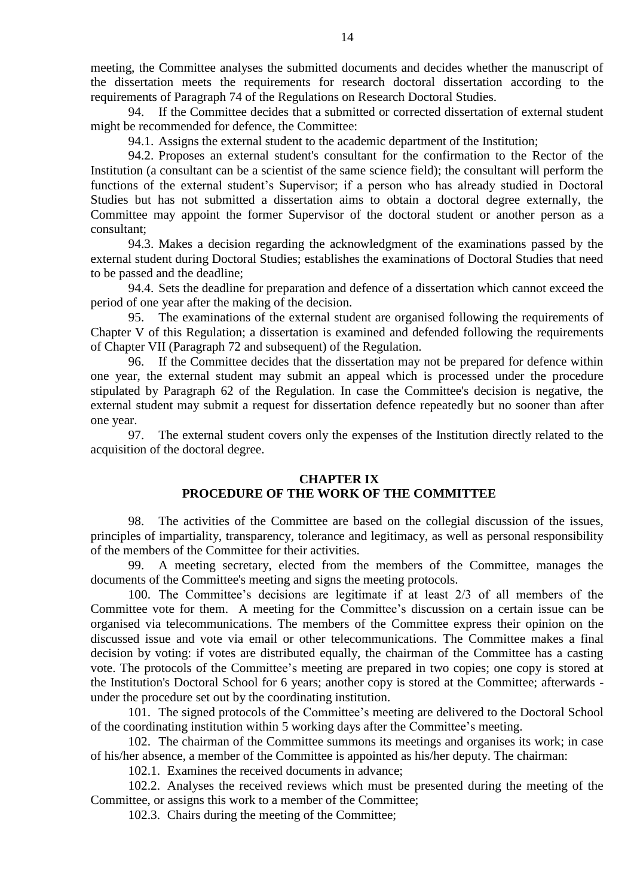meeting, the Committee analyses the submitted documents and decides whether the manuscript of the dissertation meets the requirements for research doctoral dissertation according to the requirements of Paragraph 74 of the Regulations on Research Doctoral Studies.

94. If the Committee decides that a submitted or corrected dissertation of external student might be recommended for defence, the Committee:

94.1. Assigns the external student to the academic department of the Institution;

94.2. Proposes an external student's consultant for the confirmation to the Rector of the Institution (a consultant can be a scientist of the same science field); the consultant will perform the functions of the external student's Supervisor; if a person who has already studied in Doctoral Studies but has not submitted a dissertation aims to obtain a doctoral degree externally, the Committee may appoint the former Supervisor of the doctoral student or another person as a consultant;

94.3. Makes a decision regarding the acknowledgment of the examinations passed by the external student during Doctoral Studies; establishes the examinations of Doctoral Studies that need to be passed and the deadline;

94.4. Sets the deadline for preparation and defence of a dissertation which cannot exceed the period of one year after the making of the decision.

95. The examinations of the external student are organised following the requirements of Chapter V of this Regulation; a dissertation is examined and defended following the requirements of Chapter VII (Paragraph 72 and subsequent) of the Regulation.

96. If the Committee decides that the dissertation may not be prepared for defence within one year, the external student may submit an appeal which is processed under the procedure stipulated by Paragraph 62 of the Regulation. In case the Committee's decision is negative, the external student may submit a request for dissertation defence repeatedly but no sooner than after one year.

97. The external student covers only the expenses of the Institution directly related to the acquisition of the doctoral degree.

## CHAPTER IX
## PROCEDURE OF THE WORK OF THE COMMITTEE

98. The activities of the Committee are based on the collegial discussion of the issues, principles of impartiality, transparency, tolerance and legitimacy, as well as personal responsibility of the members of the Committee for their activities.

99. A meeting secretary, elected from the members of the Committee, manages the documents of the Committee's meeting and signs the meeting protocols.

100. The Committee's decisions are legitimate if at least 2/3 of all members of the Committee vote for them. A meeting for the Committee's discussion on a certain issue can be organised via telecommunications. The members of the Committee express their opinion on the discussed issue and vote via email or other telecommunications. The Committee makes a final decision by voting: if votes are distributed equally, the chairman of the Committee has a casting vote. The protocols of the Committee's meeting are prepared in two copies; one copy is stored at the Institution's Doctoral School for 6 years; another copy is stored at the Committee; afterwards - under the procedure set out by the coordinating institution.

101. The signed protocols of the Committee's meeting are delivered to the Doctoral School of the coordinating institution within 5 working days after the Committee's meeting.

102. The chairman of the Committee summons its meetings and organises its work; in case of his/her absence, a member of the Committee is appointed as his/her deputy. The chairman:

102.1. Examines the received documents in advance;

102.2. Analyses the received reviews which must be presented during the meeting of the Committee, or assigns this work to a member of the Committee;

102.3. Chairs during the meeting of the Committee;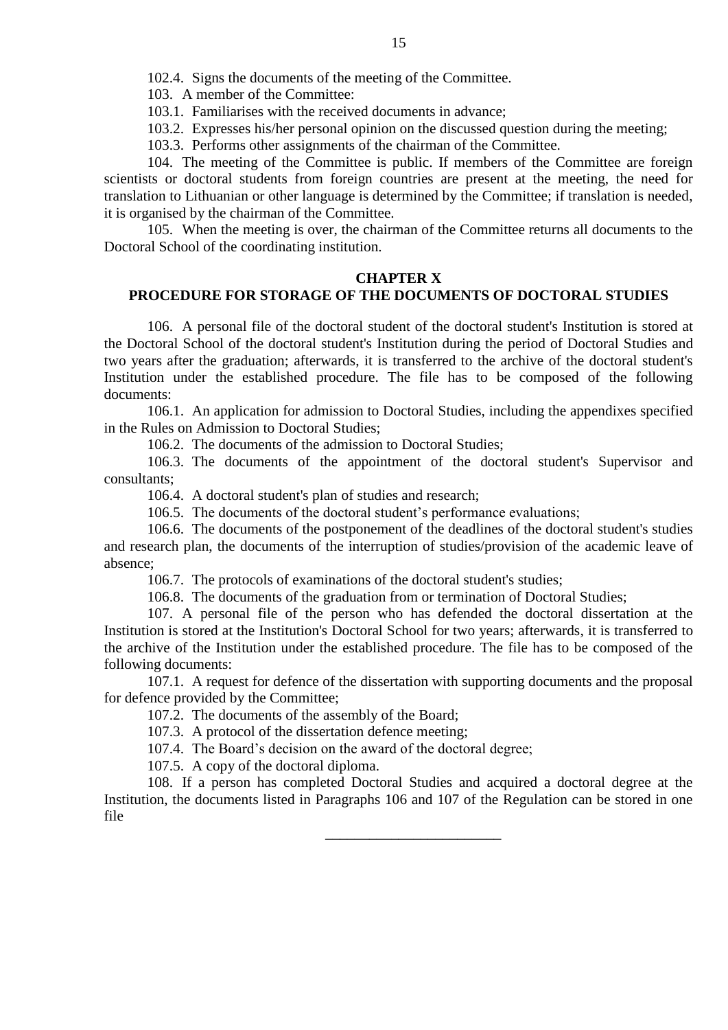102.4. Signs the documents of the meeting of the Committee.

103. A member of the Committee:

103.1. Familiarises with the received documents in advance;

103.2. Expresses his/her personal opinion on the discussed question during the meeting;

103.3. Performs other assignments of the chairman of the Committee.

104. The meeting of the Committee is public. If members of the Committee are foreign scientists or doctoral students from foreign countries are present at the meeting, the need for translation to Lithuanian or other language is determined by the Committee; if translation is needed, it is organised by the chairman of the Committee.

105. When the meeting is over, the chairman of the Committee returns all documents to the Doctoral School of the coordinating institution.

## CHAPTER X
## PROCEDURE FOR STORAGE OF THE DOCUMENTS OF DOCTORAL STUDIES

106. A personal file of the doctoral student of the doctoral student's Institution is stored at the Doctoral School of the doctoral student's Institution during the period of Doctoral Studies and two years after the graduation; afterwards, it is transferred to the archive of the doctoral student's Institution under the established procedure. The file has to be composed of the following documents:

106.1. An application for admission to Doctoral Studies, including the appendixes specified in the Rules on Admission to Doctoral Studies;

106.2. The documents of the admission to Doctoral Studies;

106.3. The documents of the appointment of the doctoral student's Supervisor and consultants;

106.4. A doctoral student's plan of studies and research;

106.5. The documents of the doctoral student's performance evaluations;

106.6. The documents of the postponement of the deadlines of the doctoral student's studies and research plan, the documents of the interruption of studies/provision of the academic leave of absence;

106.7. The protocols of examinations of the doctoral student's studies;

106.8. The documents of the graduation from or termination of Doctoral Studies;

107. A personal file of the person who has defended the doctoral dissertation at the Institution is stored at the Institution's Doctoral School for two years; afterwards, it is transferred to the archive of the Institution under the established procedure. The file has to be composed of the following documents:

107.1. A request for defence of the dissertation with supporting documents and the proposal for defence provided by the Committee;

107.2. The documents of the assembly of the Board;

107.3. A protocol of the dissertation defence meeting;

107.4. The Board's decision on the award of the doctoral degree;

107.5. A copy of the doctoral diploma.

108. If a person has completed Doctoral Studies and acquired a doctoral degree at the Institution, the documents listed in Paragraphs 106 and 107 of the Regulation can be stored in one file

\_\_\_\_\_\_\_\_\_\_\_\_\_\_\_\_\_\_\_\_\_\_\_\_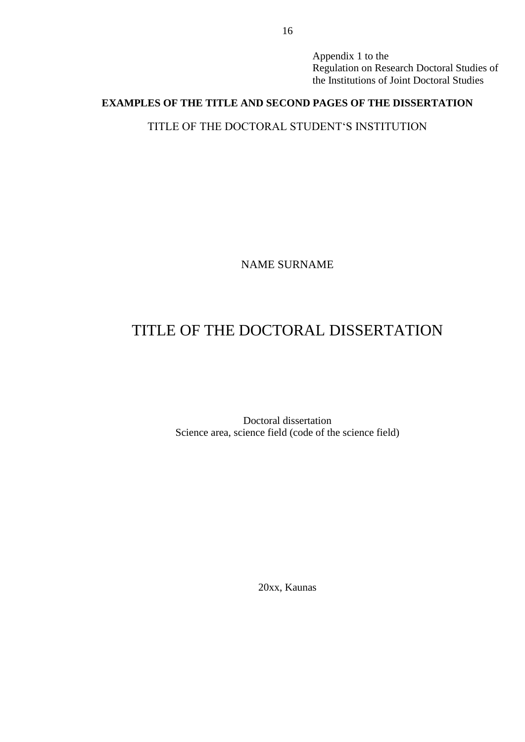Appendix 1 to the
Regulation on Research Doctoral Studies of
the Institutions of Joint Doctoral Studies

**EXAMPLES OF THE TITLE AND SECOND PAGES OF THE DISSERTATION**

TITLE OF THE DOCTORAL STUDENT‘S INSTITUTION

NAME SURNAME

# TITLE OF THE DOCTORAL DISSERTATION

Doctoral dissertation
Science area, science field (code of the science field)

20xx, Kaunas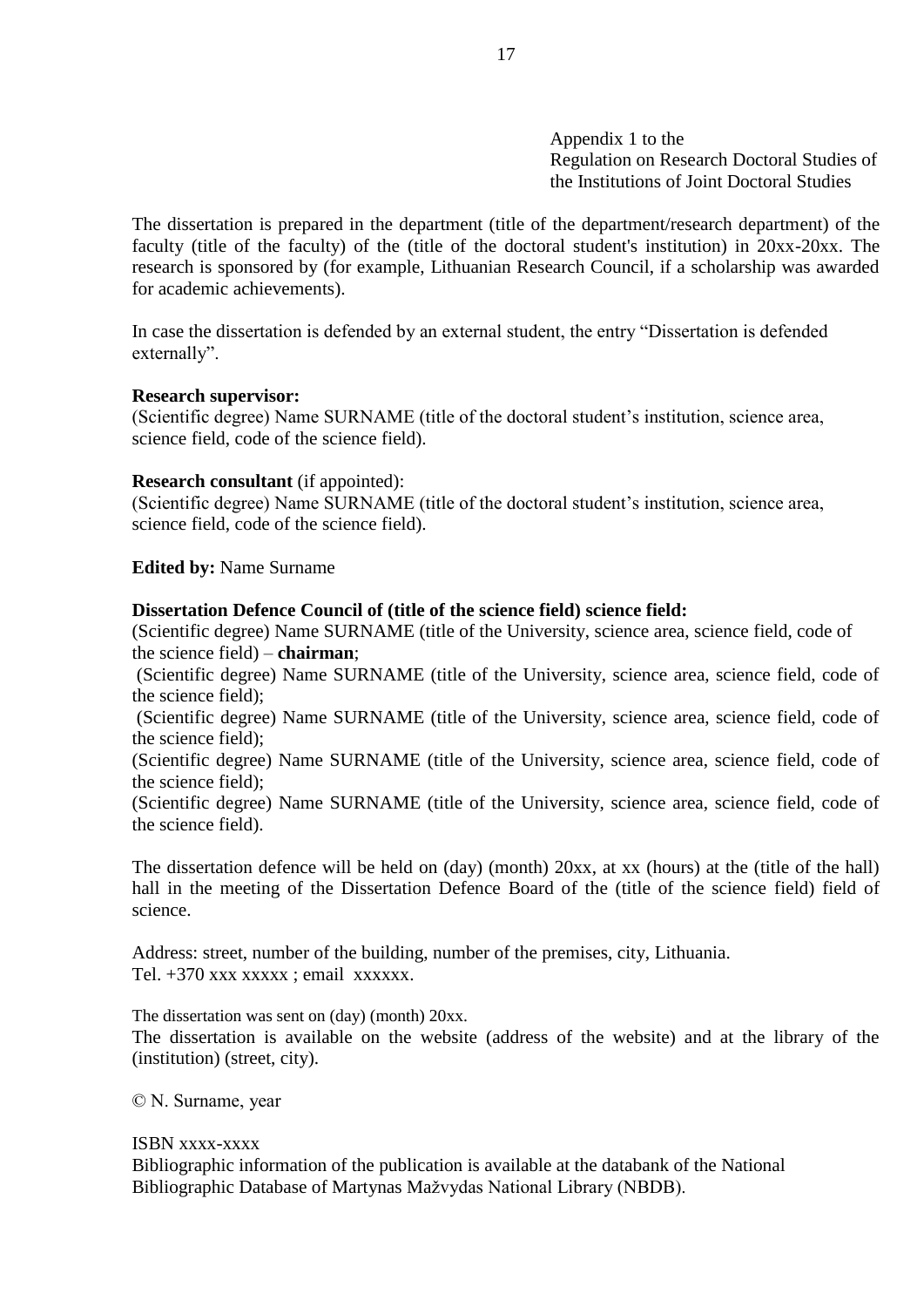Appendix 1 to the
Regulation on Research Doctoral Studies of
the Institutions of Joint Doctoral Studies

The dissertation is prepared in the department (title of the department/research department) of the faculty (title of the faculty) of the (title of the doctoral student's institution) in 20xx-20xx. The research is sponsored by (for example, Lithuanian Research Council, if a scholarship was awarded for academic achievements).

In case the dissertation is defended by an external student, the entry "Dissertation is defended externally".

**Research supervisor:**
(Scientific degree) Name SURNAME (title of the doctoral student's institution, science area, science field, code of the science field).

**Research consultant** (if appointed):
(Scientific degree) Name SURNAME (title of the doctoral student's institution, science area, science field, code of the science field).

**Edited by:** Name Surname

**Dissertation Defence Council of (title of the science field) science field:**
(Scientific degree) Name SURNAME (title of the University, science area, science field, code of the science field) – **chairman**;
(Scientific degree) Name SURNAME (title of the University, science area, science field, code of the science field);
(Scientific degree) Name SURNAME (title of the University, science area, science field, code of the science field);
(Scientific degree) Name SURNAME (title of the University, science area, science field, code of the science field);
(Scientific degree) Name SURNAME (title of the University, science area, science field, code of the science field).

The dissertation defence will be held on (day) (month) 20xx, at xx (hours) at the (title of the hall) hall in the meeting of the Dissertation Defence Board of the (title of the science field) field of science.

Address: street, number of the building, number of the premises, city, Lithuania.
Tel. +370 xxx xxxxx ; email xxxxxx.

The dissertation was sent on (day) (month) 20xx.
The dissertation is available on the website (address of the website) and at the library of the (institution) (street, city).

© N. Surname, year

ISBN xxxx-xxxx
Bibliographic information of the publication is available at the databank of the National Bibliographic Database of Martynas Mažvydas National Library (NBDB).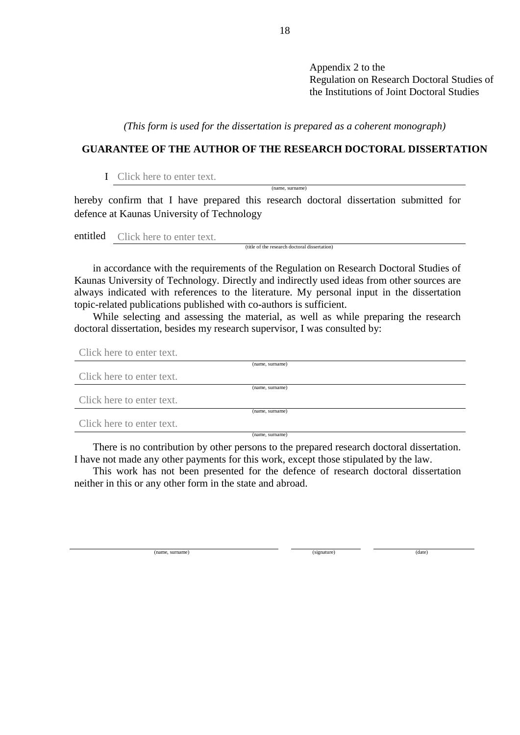Appendix 2 to the
Regulation on Research Doctoral Studies of
the Institutions of Joint Doctoral Studies

*(This form is used for the dissertation is prepared as a coherent monograph)*

**GUARANTEE OF THE AUTHOR OF THE RESEARCH DOCTORAL DISSERTATION**

I Click here to enter text.
(name, surname)

hereby confirm that I have prepared this research doctoral dissertation submitted for defence at Kaunas University of Technology

entitled Click here to enter text.
(title of the research doctoral dissertation)

in accordance with the requirements of the Regulation on Research Doctoral Studies of Kaunas University of Technology. Directly and indirectly used ideas from other sources are always indicated with references to the literature. My personal input in the dissertation topic-related publications published with co-authors is sufficient.

While selecting and assessing the material, as well as while preparing the research doctoral dissertation, besides my research supervisor, I was consulted by:

Click here to enter text.
(name, surname)

Click here to enter text.
(name, surname)

Click here to enter text.
(name, surname)

Click here to enter text.
(name, surname)

There is no contribution by other persons to the prepared research doctoral dissertation. I have not made any other payments for this work, except those stipulated by the law.

This work has not been presented for the defence of research doctoral dissertation neither in this or any other form in the state and abroad.

| (name, surname) | (signature) | (date) |
|---|---|---|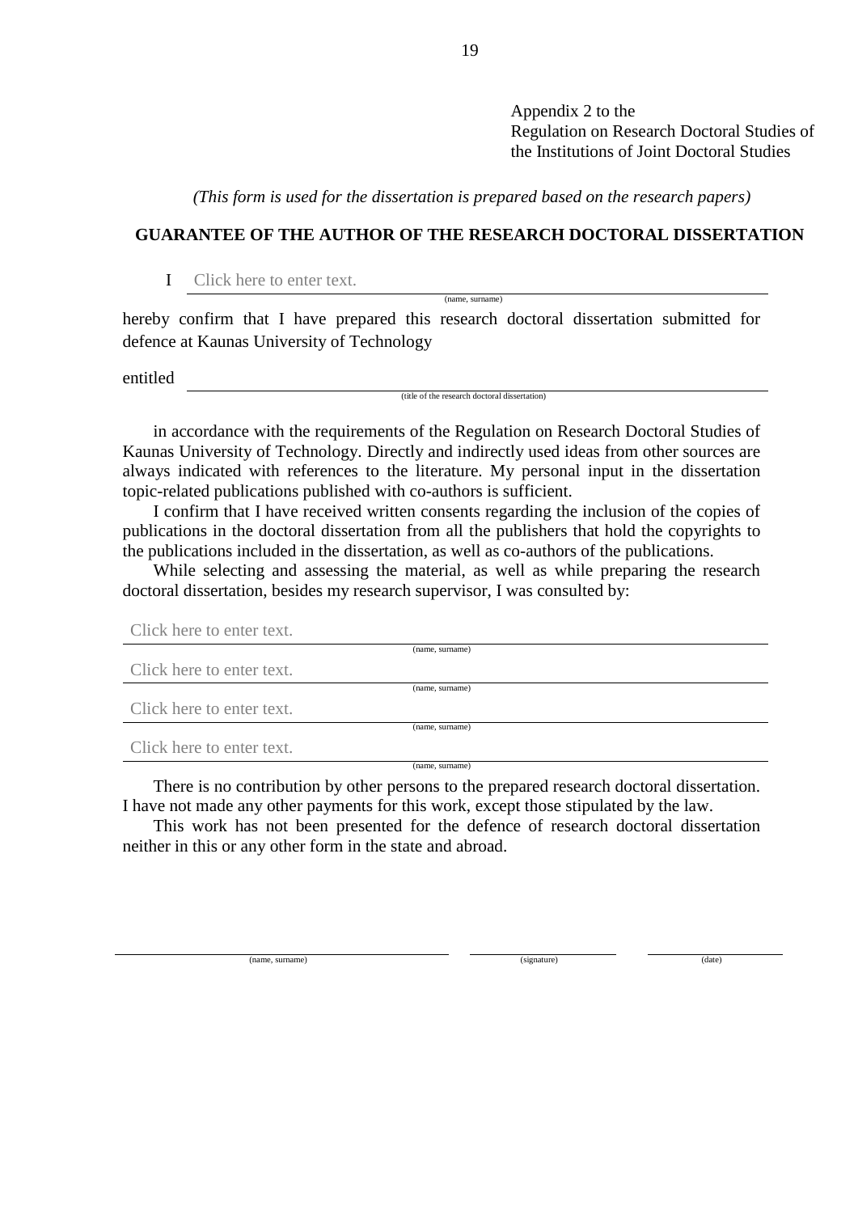Appendix 2 to the
Regulation on Research Doctoral Studies of
the Institutions of Joint Doctoral Studies

*(This form is used for the dissertation is prepared based on the research papers)*

**GUARANTEE OF THE AUTHOR OF THE RESEARCH DOCTORAL DISSERTATION**

I Click here to enter text.
(name, surname)

hereby confirm that I have prepared this research doctoral dissertation submitted for defence at Kaunas University of Technology

entitled ______________________________
(title of the research doctoral dissertation)

in accordance with the requirements of the Regulation on Research Doctoral Studies of Kaunas University of Technology. Directly and indirectly used ideas from other sources are always indicated with references to the literature. My personal input in the dissertation topic-related publications published with co-authors is sufficient.

I confirm that I have received written consents regarding the inclusion of the copies of publications in the doctoral dissertation from all the publishers that hold the copyrights to the publications included in the dissertation, as well as co-authors of the publications.

While selecting and assessing the material, as well as while preparing the research doctoral dissertation, besides my research supervisor, I was consulted by:

Click here to enter text.
(name, surname)

Click here to enter text.
(name, surname)

Click here to enter text.
(name, surname)

Click here to enter text.
(name, surname)

There is no contribution by other persons to the prepared research doctoral dissertation. I have not made any other payments for this work, except those stipulated by the law.

This work has not been presented for the defence of research doctoral dissertation neither in this or any other form in the state and abroad.

| ______________________________ | ____________________ | ____________________ |
|---|---|---|
| (name, surname) | (signature) | (date) |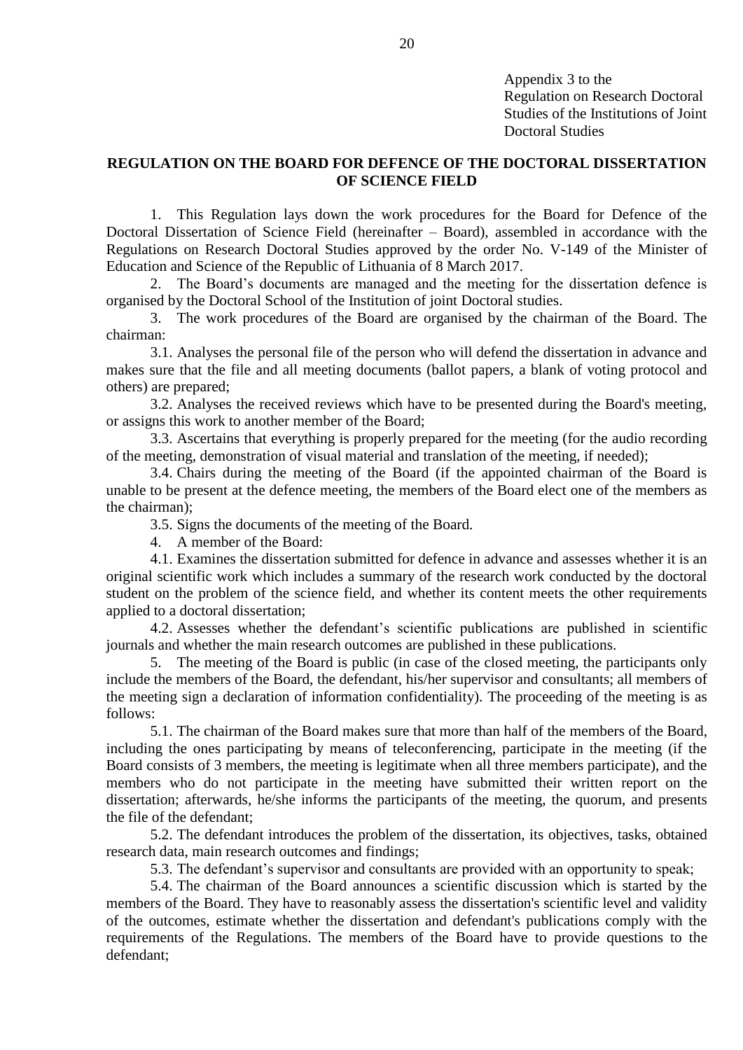Appendix 3 to the
Regulation on Research Doctoral
Studies of the Institutions of Joint
Doctoral Studies

**REGULATION ON THE BOARD FOR DEFENCE OF THE DOCTORAL DISSERTATION OF SCIENCE FIELD**

1. This Regulation lays down the work procedures for the Board for Defence of the Doctoral Dissertation of Science Field (hereinafter – Board), assembled in accordance with the Regulations on Research Doctoral Studies approved by the order No. V-149 of the Minister of Education and Science of the Republic of Lithuania of 8 March 2017.

2. The Board's documents are managed and the meeting for the dissertation defence is organised by the Doctoral School of the Institution of joint Doctoral studies.

3. The work procedures of the Board are organised by the chairman of the Board. The chairman:

3.1. Analyses the personal file of the person who will defend the dissertation in advance and makes sure that the file and all meeting documents (ballot papers, a blank of voting protocol and others) are prepared;

3.2. Analyses the received reviews which have to be presented during the Board's meeting, or assigns this work to another member of the Board;

3.3. Ascertains that everything is properly prepared for the meeting (for the audio recording of the meeting, demonstration of visual material and translation of the meeting, if needed);

3.4. Chairs during the meeting of the Board (if the appointed chairman of the Board is unable to be present at the defence meeting, the members of the Board elect one of the members as the chairman);

3.5. Signs the documents of the meeting of the Board.

4. A member of the Board:

4.1. Examines the dissertation submitted for defence in advance and assesses whether it is an original scientific work which includes a summary of the research work conducted by the doctoral student on the problem of the science field, and whether its content meets the other requirements applied to a doctoral dissertation;

4.2. Assesses whether the defendant's scientific publications are published in scientific journals and whether the main research outcomes are published in these publications.

5. The meeting of the Board is public (in case of the closed meeting, the participants only include the members of the Board, the defendant, his/her supervisor and consultants; all members of the meeting sign a declaration of information confidentiality). The proceeding of the meeting is as follows:

5.1. The chairman of the Board makes sure that more than half of the members of the Board, including the ones participating by means of teleconferencing, participate in the meeting (if the Board consists of 3 members, the meeting is legitimate when all three members participate), and the members who do not participate in the meeting have submitted their written report on the dissertation; afterwards, he/she informs the participants of the meeting, the quorum, and presents the file of the defendant;

5.2. The defendant introduces the problem of the dissertation, its objectives, tasks, obtained research data, main research outcomes and findings;

5.3. The defendant's supervisor and consultants are provided with an opportunity to speak;

5.4. The chairman of the Board announces a scientific discussion which is started by the members of the Board. They have to reasonably assess the dissertation's scientific level and validity of the outcomes, estimate whether the dissertation and defendant's publications comply with the requirements of the Regulations. The members of the Board have to provide questions to the defendant;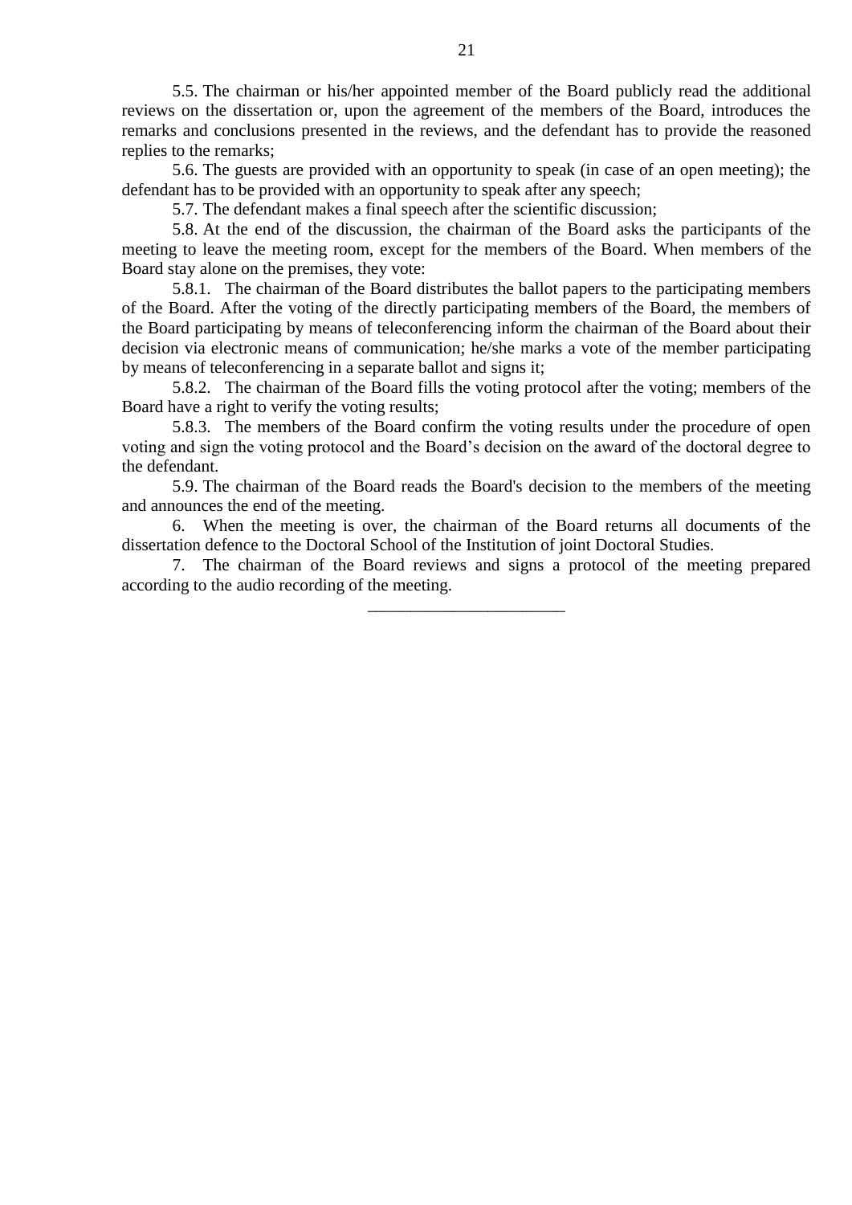5.5. The chairman or his/her appointed member of the Board publicly read the additional reviews on the dissertation or, upon the agreement of the members of the Board, introduces the remarks and conclusions presented in the reviews, and the defendant has to provide the reasoned replies to the remarks;

5.6. The guests are provided with an opportunity to speak (in case of an open meeting); the defendant has to be provided with an opportunity to speak after any speech;

5.7. The defendant makes a final speech after the scientific discussion;

5.8. At the end of the discussion, the chairman of the Board asks the participants of the meeting to leave the meeting room, except for the members of the Board. When members of the Board stay alone on the premises, they vote:

5.8.1. The chairman of the Board distributes the ballot papers to the participating members of the Board. After the voting of the directly participating members of the Board, the members of the Board participating by means of teleconferencing inform the chairman of the Board about their decision via electronic means of communication; he/she marks a vote of the member participating by means of teleconferencing in a separate ballot and signs it;

5.8.2. The chairman of the Board fills the voting protocol after the voting; members of the Board have a right to verify the voting results;

5.8.3. The members of the Board confirm the voting results under the procedure of open voting and sign the voting protocol and the Board's decision on the award of the doctoral degree to the defendant.

5.9. The chairman of the Board reads the Board's decision to the members of the meeting and announces the end of the meeting.

6. When the meeting is over, the chairman of the Board returns all documents of the dissertation defence to the Doctoral School of the Institution of joint Doctoral Studies.

7. The chairman of the Board reviews and signs a protocol of the meeting prepared according to the audio recording of the meeting.

______________________